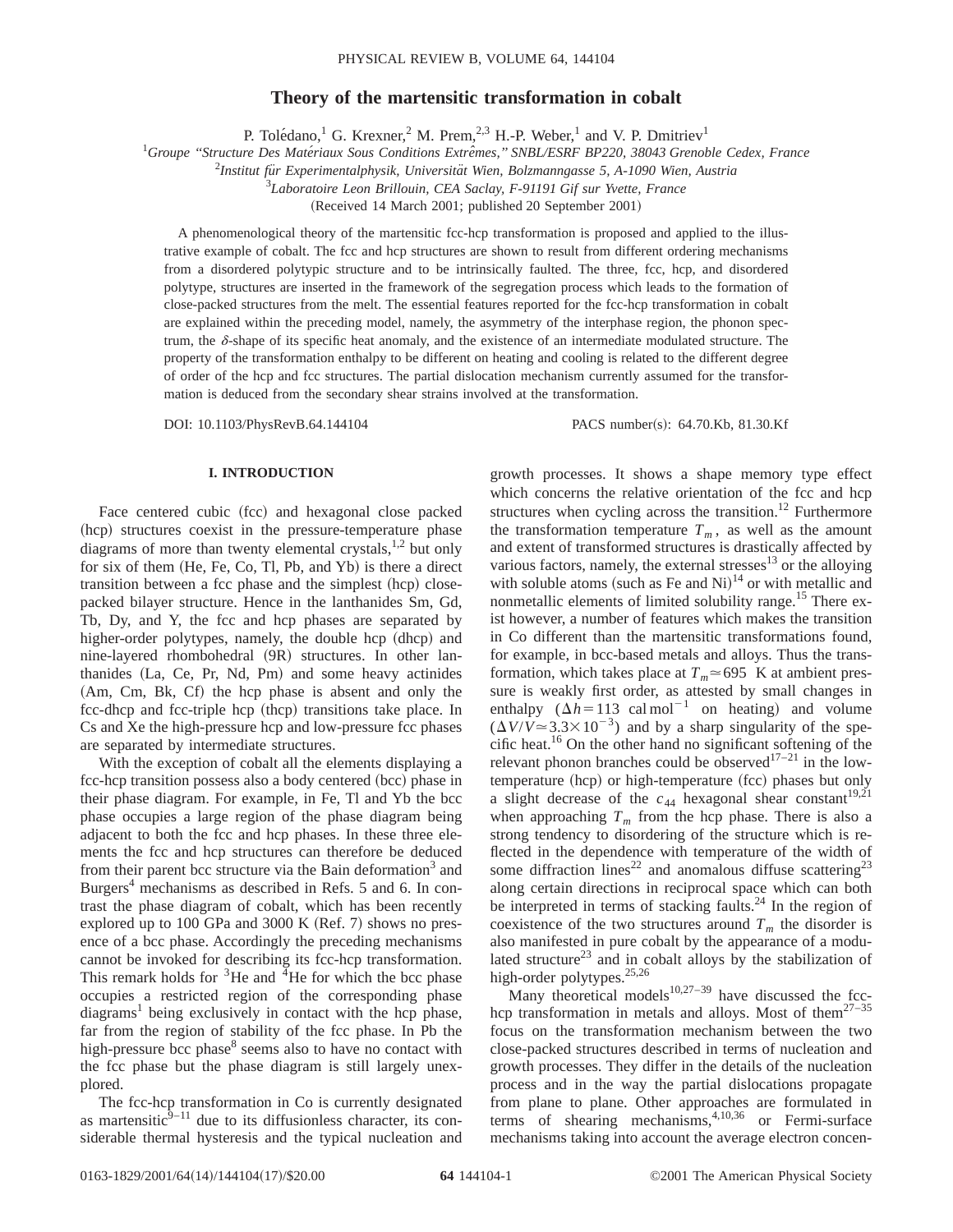# Theory of the martensitic transformation in cobalt

P. Tolédano,[1] G. Krexner,[2] M. Prem,[2,3] H.-P. Weber,[1] and V. P. Dmitriev[1]

[1]*Groupe "Structure Des Matériaux Sous Conditions Extrêmes," SNBL/ESRF BP220, 38043 Grenoble Cedex, France*

[2]*Institut für Experimentalphysik, Universität Wien, Bolzmanngasse 5, A-1090 Wien, Austria*

[3]*Laboratoire Leon Brillouin, CEA Saclay, F-91191 Gif sur Yvette, France*

(Received 14 March 2001; published 20 September 2001)

A phenomenological theory of the martensitic fcc-hcp transformation is proposed and applied to the illustrative example of cobalt. The fcc and hcp structures are shown to result from different ordering mechanisms from a disordered polytypic structure and to be intrinsically faulted. The three, fcc, hcp, and disordered polytype, structures are inserted in the framework of the segregation process which leads to the formation of close-packed structures from the melt. The essential features reported for the fcc-hcp transformation in cobalt are explained within the preceding model, namely, the asymmetry of the interphase region, the phonon spectrum, the $\delta$-shape of its specific heat anomaly, and the existence of an intermediate modulated structure. The property of the transformation enthalpy to be different on heating and cooling is related to the different degree of order of the hcp and fcc structures. The partial dislocation mechanism currently assumed for the transformation is deduced from the secondary shear strains involved at the transformation.

DOI: 10.1103/PhysRevB.64.144104 PACS number(s): 64.70.Kb, 81.30.Kf

## I. INTRODUCTION

Face centered cubic (fcc) and hexagonal close packed (hcp) structures coexist in the pressure-temperature phase diagrams of more than twenty elemental crystals,[1,2] but only for six of them (He, Fe, Co, Tl, Pb, and Yb) is there a direct transition between a fcc phase and the simplest (hcp) close-packed bilayer structure. Hence in the lanthanides Sm, Gd, Tb, Dy, and Y, the fcc and hcp phases are separated by higher-order polytypes, namely, the double hcp (dhcp) and nine-layered rhombohedral (9R) structures. In other lanthanides (La, Ce, Pr, Nd, Pm) and some heavy actinides (Am, Cm, Bk, Cf) the hcp phase is absent and only the fcc-dhcp and fcc-triple hcp (thcp) transitions take place. In Cs and Xe the high-pressure hcp and low-pressure fcc phases are separated by intermediate structures.

With the exception of cobalt all the elements displaying a fcc-hcp transition possess also a body centered (bcc) phase in their phase diagram. For example, in Fe, Tl and Yb the bcc phase occupies a large region of the phase diagram being adjacent to both the fcc and hcp phases. In these three elements the fcc and hcp structures can therefore be deduced from their parent bcc structure via the Bain deformation[3] and Burgers[4] mechanisms as described in Refs. 5 and 6. In contrast the phase diagram of cobalt, which has been recently explored up to 100 GPa and 3000 K (Ref. 7) shows no presence of a bcc phase. Accordingly the preceding mechanisms cannot be invoked for describing its fcc-hcp transformation. This remark holds for $^3$He and $^4$He for which the bcc phase occupies a restricted region of the corresponding phase diagrams[1] being exclusively in contact with the hcp phase, far from the region of stability of the fcc phase. In Pb the high-pressure bcc phase[8] seems also to have no contact with the fcc phase but the phase diagram is still largely unexplored.

The fcc-hcp transformation in Co is currently designated as martensitic[9–11] due to its diffusionless character, its considerable thermal hysteresis and the typical nucleation and growth processes. It shows a shape memory type effect which concerns the relative orientation of the fcc and hcp structures when cycling across the transition.[12] Furthermore the transformation temperature $T_m$, as well as the amount and extent of transformed structures is drastically affected by various factors, namely, the external stresses[13] or the alloying with soluble atoms (such as Fe and Ni)[14] or with metallic and nonmetallic elements of limited solubility range.[15] There exist however, a number of features which makes the transition in Co different than the martensitic transformations found, for example, in bcc-based metals and alloys. Thus the transformation, which takes place at $T_m \simeq 695$ K at ambient pressure is weakly first order, as attested by small changes in enthalpy ($\Delta h = 113$ cal mol$^{-1}$ on heating) and volume ($\Delta V/V \simeq 3.3\times 10^{-3}$) and by a sharp singularity of the specific heat.[16] On the other hand no significant softening of the relevant phonon branches could be observed[17–21] in the low-temperature (hcp) or high-temperature (fcc) phases but only a slight decrease of the $c_{44}$ hexagonal shear constant[19,21] when approaching $T_m$ from the hcp phase. There is also a strong tendency to disordering of the structure which is reflected in the dependence with temperature of the width of some diffraction lines[22] and anomalous diffuse scattering[23] along certain directions in reciprocal space which can both be interpreted in terms of stacking faults.[24] In the region of coexistence of the two structures around $T_m$ the disorder is also manifested in pure cobalt by the appearance of a modulated structure[23] and in cobalt alloys by the stabilization of high-order polytypes.[25,26]

Many theoretical models[10,27–39] have discussed the fcc-hcp transformation in metals and alloys. Most of them[27–35] focus on the transformation mechanism between the two close-packed structures described in terms of nucleation and growth processes. They differ in the details of the nucleation process and in the way the partial dislocations propagate from plane to plane. Other approaches are formulated in terms of shearing mechanisms,[4,10,36] or Fermi-surface mechanisms taking into account the average electron concen-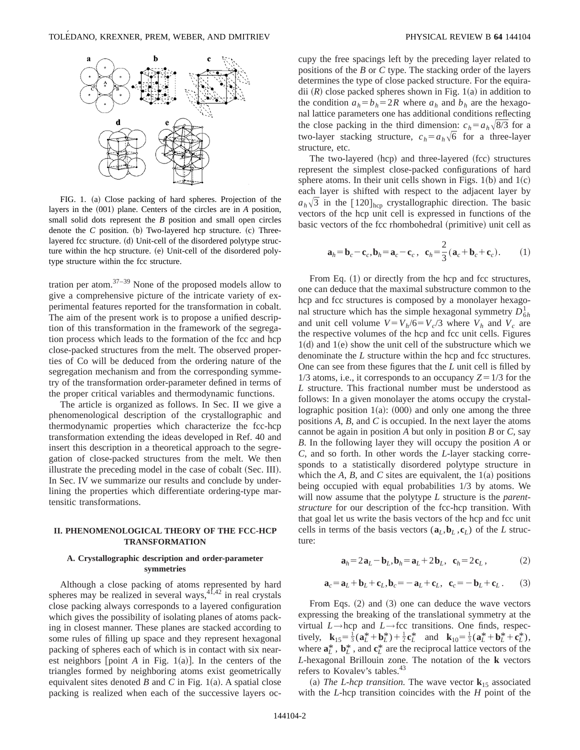FIG. 1. (a) Close packing of hard spheres. Projection of the layers in the (001) plane. Centers of the circles are in *A* position, small solid dots represent the *B* position and small open circles denote the *C* position. (b) Two-layered hcp structure. (c) Three-layered fcc structure. (d) Unit-cell of the disordered polytype structure within the hcp structure. (e) Unit-cell of the disordered polytype structure within the fcc structure.

tration per atom.[37–39] None of the proposed models allow to give a comprehensive picture of the intricate variety of experimental features reported for the transformation in cobalt. The aim of the present work is to propose a unified description of this transformation in the framework of the segregation process which leads to the formation of the fcc and hcp close-packed structures from the melt. The observed properties of Co will be deduced from the ordering nature of the segregation mechanism and from the corresponding symmetry of the transformation order-parameter defined in terms of the proper critical variables and thermodynamic functions.

The article is organized as follows. In Sec. II we give a phenomenological description of the crystallographic and thermodynamic properties which characterize the fcc-hcp transformation extending the ideas developed in Ref. 40 and insert this description in a theoretical approach to the segregation of close-packed structures from the melt. We then illustrate the preceding model in the case of cobalt (Sec. III). In Sec. IV we summarize our results and conclude by underlining the properties which differentiate ordering-type martensitic transformations.

## II. PHENOMENOLOGICAL THEORY OF THE FCC-HCP TRANSFORMATION

### A. Crystallographic description and order-parameter symmetries

Although a close packing of atoms represented by hard spheres may be realized in several ways,[41,42] in real crystals close packing always corresponds to a layered configuration which gives the possibility of isolating planes of atoms packing in closest manner. These planes are stacked according to some rules of filling up space and they represent hexagonal packing of spheres each of which is in contact with six nearest neighbors [point *A* in Fig. 1(a)]. In the centers of the triangles formed by neighboring atoms exist geometrically equivalent sites denoted *B* and *C* in Fig. 1(a). A spatial close packing is realized when each of the successive layers occupy the free spacings left by the preceding layer related to positions of the *B* or *C* type. The stacking order of the layers determines the type of close packed structure. For the equiradii ($R$) close packed spheres shown in Fig. 1(a) in addition to the condition $a_h = b_h = 2R$ where $a_h$ and $b_h$ are the hexagonal lattice parameters one has additional conditions reflecting the close packing in the third dimension: $c_h = a_h\sqrt{8/3}$ for a two-layer stacking structure, $c_h = a_h\sqrt{6}$ for a three-layer structure, etc.

The two-layered (hcp) and three-layered (fcc) structures represent the simplest close-packed configurations of hard sphere atoms. In their unit cells shown in Figs. 1(b) and 1(c) each layer is shifted with respect to the adjacent layer by $a_h\sqrt{3}$ in the $[120]_{\mathrm{hcp}}$ crystallographic direction. The basic vectors of the hcp unit cell is expressed in functions of the basic vectors of the fcc rhombohedral (primitive) unit cell as

$$\mathbf{a}_h = \mathbf{b}_c - \mathbf{c}_c, \mathbf{b}_h = \mathbf{a}_c - \mathbf{c}_c, \quad \mathbf{c}_h = \frac{2}{3}(\mathbf{a}_c + \mathbf{b}_c + \mathbf{c}_c). \tag{1}$$

From Eq. (1) or directly from the hcp and fcc structures, one can deduce that the maximal substructure common to the hcp and fcc structures is composed by a monolayer hexagonal structure which has the simple hexagonal symmetry $D_{6h}^1$ and unit cell volume $V = V_h/6 = V_c/3$ where $V_h$ and $V_c$ are the respective volumes of the hcp and fcc unit cells. Figures 1(d) and 1(e) show the unit cell of the substructure which we denominate the *L* structure within the hcp and fcc structures. One can see from these figures that the *L* unit cell is filled by 1/3 atoms, i.e., it corresponds to an occupancy $Z = 1/3$ for the *L* structure. This fractional number must be understood as follows: In a given monolayer the atoms occupy the crystallographic position 1(a): (000) and only one among the three positions *A*, *B*, and *C* is occupied. In the next layer the atoms cannot be again in position *A* but only in position *B* or *C*, say *B*. In the following layer they will occupy the position *A* or *C*, and so forth. In other words the *L*-layer stacking corresponds to a statistically disordered polytype structure in which the *A*, *B*, and *C* sites are equivalent, the 1(a) positions being occupied with equal probabilities 1/3 by atoms. We will now assume that the polytype *L* structure is the *parent-structure* for our description of the fcc-hcp transition. With that goal let us write the basis vectors of the hcp and fcc unit cells in terms of the basis vectors $(\mathbf{a}_L, \mathbf{b}_L, \mathbf{c}_L)$ of the *L* structure:

$$\mathbf{a}_h = 2\mathbf{a}_L - \mathbf{b}_L, \mathbf{b}_h = \mathbf{a}_L + 2\mathbf{b}_L, \quad \mathbf{c}_h = 2\mathbf{c}_L, \tag{2}$$

$$\mathbf{a}_c = \mathbf{a}_L + \mathbf{b}_L + \mathbf{c}_L, \mathbf{b}_c = -\mathbf{a}_L + \mathbf{c}_L, \quad \mathbf{c}_c = -\mathbf{b}_L + \mathbf{c}_L. \tag{3}$$

From Eqs. (2) and (3) one can deduce the wave vectors expressing the breaking of the translational symmetry at the virtual $L \rightarrow$hcp and $L \rightarrow$fcc transitions. One finds, respectively, $\mathbf{k}_{15} = \frac{1}{3}(\mathbf{a}_L^* + \mathbf{b}_L^*) + \frac{1}{2}\mathbf{c}_L^*$ and $\mathbf{k}_{10} = \frac{1}{3}(\mathbf{a}_L^* + \mathbf{b}_L^* + \mathbf{c}_L^*)$, where $\mathbf{a}_L^*$, $\mathbf{b}_L^*$, and $\mathbf{c}_L^*$ are the reciprocal lattice vectors of the *L*-hexagonal Brillouin zone. The notation of the $\mathbf{k}$ vectors refers to Kovalev's tables.[43]

(a) *The L-hcp transition.* The wave vector $\mathbf{k}_{15}$ associated with the *L*-hcp transition coincides with the *H* point of the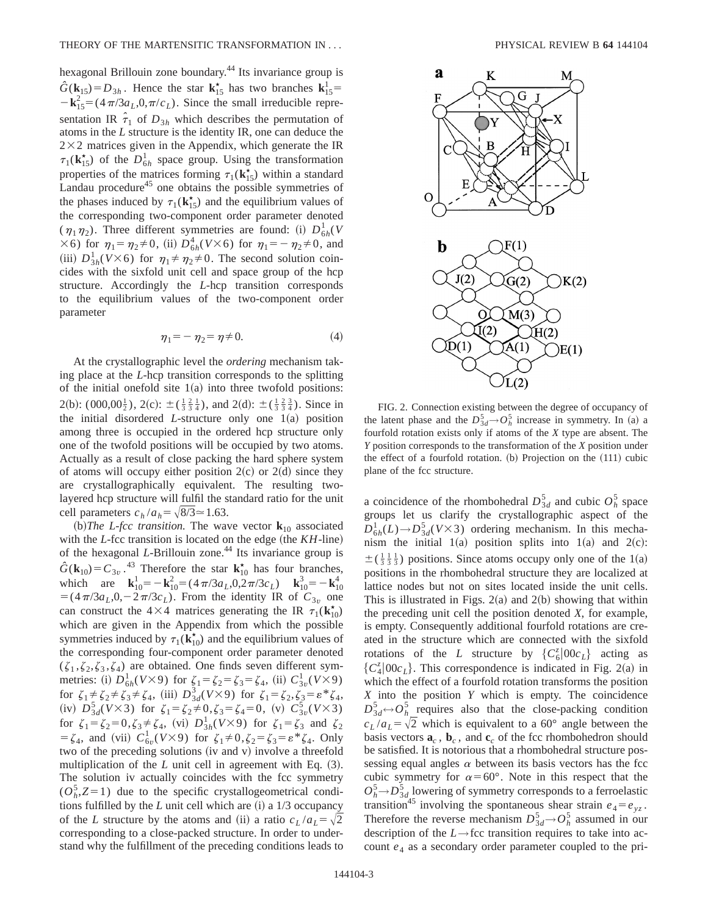hexagonal Brillouin zone boundary.[44] Its invariance group is $\hat{G}(\mathbf{k}_{15}) = D_{3h}$. Hence the star $\mathbf{k}_{15}^{\star}$ has two branches $\mathbf{k}_{15}^{1} = -\mathbf{k}_{15}^{2} = (4\pi/3a_L, 0, \pi/c_L)$. Since the small irreducible representation IR $\hat{\tau}_1$ of $D_{3h}$ which describes the permutation of atoms in the *L* structure is the identity IR, one can deduce the $2\times2$ matrices given in the Appendix, which generate the IR $\tau_1(\mathbf{k}_{15}^{\star})$ of the $D_{6h}^{1}$ space group. Using the transformation properties of the matrices forming $\tau_1(\mathbf{k}_{15}^{\star})$ within a standard Landau procedure[45] one obtains the possible symmetries of the phases induced by $\tau_1(\mathbf{k}_{15}^{\star})$ and the equilibrium values of the corresponding two-component order parameter denoted $(\eta_1 \eta_2)$. Three different symmetries are found: (i) $D_{6h}^{1}(V\times6)$ for $\eta_1 = \eta_2 \neq 0$, (ii) $D_{6h}^{4}(V\times6)$ for $\eta_1 = -\eta_2 \neq 0$, and (iii) $D_{3h}^{1}(V\times6)$ for $\eta_1 \neq \eta_2 \neq 0$. The second solution coincides with the sixfold unit cell and space group of the hcp structure. Accordingly the *L*-hcp transition corresponds to the equilibrium values of the two-component order parameter

$$\eta_1 = -\eta_2 = \eta \neq 0. \tag{4}$$

At the crystallographic level the *ordering* mechanism taking place at the *L*-hcp transition corresponds to the splitting of the initial onefold site 1(a) into three twofold positions: 2(b): $(000,00\frac{1}{2})$, 2(c): $\pm(\frac{1}{3}\frac{2}{3}\frac{1}{4})$, and 2(d): $\pm(\frac{1}{3}\frac{2}{3}\frac{3}{4})$. Since in the initial disordered *L*-structure only one 1(a) position among three is occupied in the ordered hcp structure only one of the twofold positions will be occupied by two atoms. Actually as a result of close packing the hard sphere system of atoms will occupy either position 2(c) or 2(d) since they are crystallographically equivalent. The resulting two-layered hcp structure will fulfil the standard ratio for the unit cell parameters $c_h/a_h = \sqrt{8/3} \simeq 1.63$.

(b)*The L-fcc transition.* The wave vector $\mathbf{k}_{10}$ associated with the *L*-fcc transition is located on the edge (the *KH*-line) of the hexagonal *L*-Brillouin zone.[44] Its invariance group is $\hat{G}(\mathbf{k}_{10}) = C_{3v}$.[43] Therefore the star $\mathbf{k}_{10}^{\star}$ has four branches, which are $\mathbf{k}_{10}^{1} = -\mathbf{k}_{10}^{2} = (4\pi/3a_L, 0, 2\pi/3c_L)$ $\mathbf{k}_{10}^{3} = -\mathbf{k}_{10}^{4} = (4\pi/3a_L, 0, -2\pi/3c_L)$. From the identity IR of $C_{3v}$ one can construct the $4\times4$ matrices generating the IR $\tau_1(\mathbf{k}_{10}^{\star})$ which are given in the Appendix from which the possible symmetries induced by $\tau_1(\mathbf{k}_{10}^{\star})$ and the equilibrium values of the corresponding four-component order parameter denoted $(\zeta_1, \zeta_2, \zeta_3, \zeta_4)$ are obtained. One finds seven different symmetries: (i) $D_{6h}^{1}(V\times9)$ for $\zeta_1 = \zeta_2 = \zeta_3 = \zeta_4$, (ii) $C_{3v}^{1}(V\times9)$ for $\zeta_1 \neq \zeta_2 \neq \zeta_3 \neq \zeta_4$, (iii) $D_{3d}^{3}(V\times9)$ for $\zeta_1 = \zeta_2, \zeta_3 = \varepsilon^{*}\zeta_4$, (iv) $D_{3d}^{5}(V\times3)$ for $\zeta_1 = \zeta_2 \neq 0, \zeta_3 = \zeta_4 = 0$, (v) $C_{3v}^{5}(V\times3)$ for $\zeta_1 = \zeta_2 = 0, \zeta_3 \neq \zeta_4$, (vi) $D_{3h}^{1}(V\times9)$ for $\zeta_1 = \zeta_3$ and $\zeta_2 = \zeta_4$, and (vii) $C_{6v}^{1}(V\times9)$ for $\zeta_1 \neq 0, \zeta_2 = \zeta_3 = \varepsilon^{*}\zeta_4$. Only two of the preceding solutions (iv and v) involve a threefold multiplication of the *L* unit cell in agreement with Eq. (3). The solution iv actually coincides with the fcc symmetry $(O_h^5, Z=1)$ due to the specific crystallogeometrical conditions fulfilled by the *L* unit cell which are (i) a 1/3 occupancy of the *L* structure by the atoms and (ii) a ratio $c_L/a_L = \sqrt{2}$ corresponding to a close-packed structure. In order to understand why the fulfillment of the preceding conditions leads to a coincidence of the rhombohedral $D_{3d}^{5}$ and cubic $O_h^5$ space groups let us clarify the crystallographic aspect of the $D_{6h}^{1}(L) \rightarrow D_{3d}^{5}(V\times3)$ ordering mechanism. In this mechanism the initial 1(a) position splits into 1(a) and 2(c): $\pm(\frac{1}{3}\frac{1}{3}\frac{1}{3})$ positions. Since atoms occupy only one of the 1(a) positions in the rhombohedral structure they are localized at lattice nodes but not on sites located inside the unit cells. This is illustrated in Figs. 2(a) and 2(b) showing that within the preceding unit cell the position denoted *X*, for example, is empty. Consequently additional fourfold rotations are created in the structure which are connected with the sixfold rotations of the *L* structure by $\{C_6^z|00c_L\}$ acting as $\{C_4^z|00c_L\}$. This correspondence is indicated in Fig. 2(a) in which the effect of a fourfold rotation transforms the position *X* into the position *Y* which is empty. The coincidence $D_{3d}^{5} \leftrightarrow O_h^5$ requires also that the close-packing condition $c_L/a_L = \sqrt{2}$ which is equivalent to a 60° angle between the basis vectors $\mathbf{a}_c$, $\mathbf{b}_c$, and $\mathbf{c}_c$ of the fcc rhombohedron should be satisfied. It is notorious that a rhombohedral structure possessing equal angles $\alpha$ between its basis vectors has the fcc cubic symmetry for $\alpha = 60°$. Note in this respect that the $O_h^5 \rightarrow D_{3d}^{5}$ lowering of symmetry corresponds to a ferroelastic transition[45] involving the spontaneous shear strain $e_4 = e_{yz}$. Therefore the reverse mechanism $D_{3d}^{5} \rightarrow O_h^5$ assumed in our description of the $L \rightarrow$ fcc transition requires to take into account $e_4$ as a secondary order parameter coupled to the pri-

FIG. 2. Connection existing between the degree of occupancy of the latent phase and the $D_{3d}^{5} \rightarrow O_h^5$ increase in symmetry. In (a) a fourfold rotation exists only if atoms of the *X* type are absent. The *Y* position corresponds to the transformation of the *X* position under the effect of a fourfold rotation. (b) Projection on the (111) cubic plane of the fcc structure.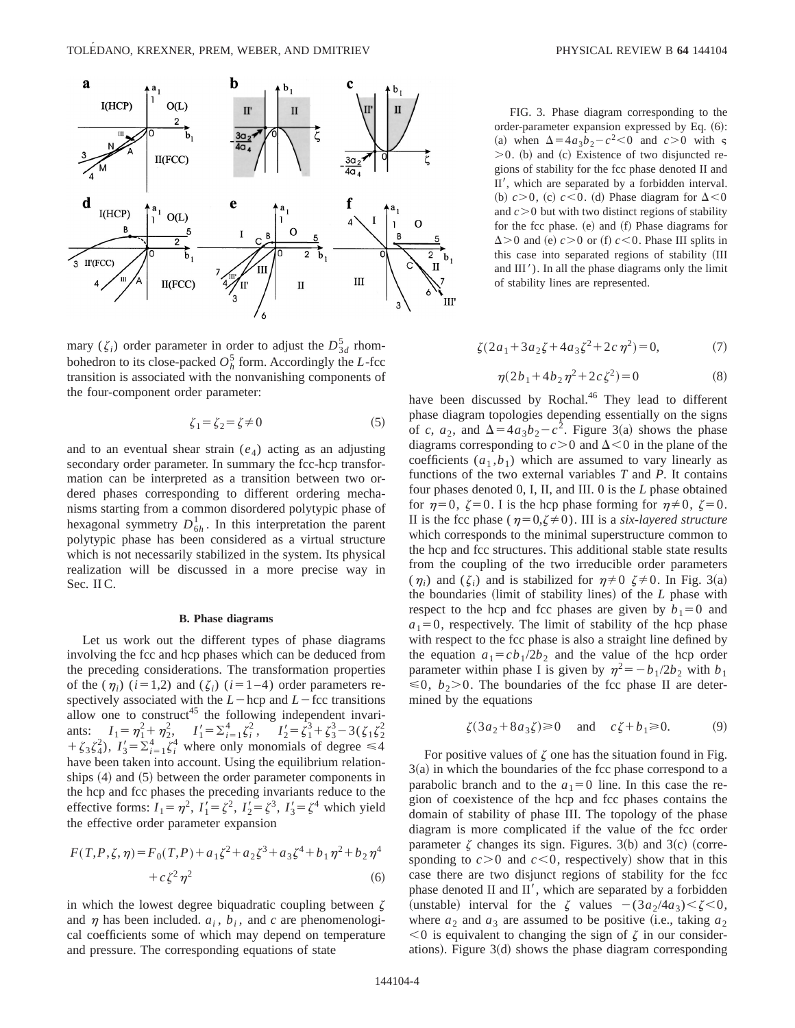FIG. 3. Phase diagram corresponding to the order-parameter expansion expressed by Eq. (6): (a) when $\Delta = 4a_3 b_2 - c^2 < 0$ and $c > 0$ with $\zeta > 0$. (b) and (c) Existence of two disjuncted regions of stability for the fcc phase denoted II and II′, which are separated by a forbidden interval. (b) $c > 0$, (c) $c < 0$. (d) Phase diagram for $\Delta < 0$ and $c > 0$ but with two distinct regions of stability for the fcc phase. (e) and (f) Phase diagrams for $\Delta > 0$ and (e) $c > 0$ or (f) $c < 0$. Phase III splits in this case into separated regions of stability (III and III′). In all the phase diagrams only the limit of stability lines are represented.

mary ($\zeta_i$) order parameter in order to adjust the $D_{3d}^5$ rhombohedron to its close-packed $O_h^5$ form. Accordingly the $L$-fcc transition is associated with the nonvanishing components of the four-component order parameter:

$$\zeta_1 = \zeta_2 = \zeta \neq 0 \tag{5}$$

and to an eventual shear strain ($e_4$) acting as an adjusting secondary order parameter. In summary the fcc-hcp transformation can be interpreted as a transition between two ordered phases corresponding to different ordering mechanisms starting from a common disordered polytypic phase of hexagonal symmetry $D_{6h}^1$. In this interpretation the parent polytypic phase has been considered as a virtual structure which is not necessarily stabilized in the system. Its physical realization will be discussed in a more precise way in Sec. II C.

### B. Phase diagrams

Let us work out the different types of phase diagrams involving the fcc and hcp phases which can be deduced from the preceding considerations. The transformation properties of the ($\eta_i$) ($i=1,2$) and ($\zeta_i$) ($i=1$–$4$) order parameters respectively associated with the $L-$hcp and $L-$fcc transitions allow one to construct[45] the following independent invariants: $I_1 = \eta_1^2 + \eta_2^2$, $I_1' = \Sigma_{i=1}^4 \zeta_i^2$, $I_2' = \zeta_1^3 + \zeta_3^3 - 3(\zeta_1\zeta_2^2 + \zeta_3\zeta_4^2)$, $I_3' = \Sigma_{i=1}^4 \zeta_i^4$ where only monomials of degree $\leqslant 4$ have been taken into account. Using the equilibrium relationships (4) and (5) between the order parameter components in the hcp and fcc phases the preceding invariants reduce to the effective forms: $I_1 = \eta^2$, $I_1' = \zeta^2$, $I_2' = \zeta^3$, $I_3' = \zeta^4$ which yield the effective order parameter expansion

$$F(T,P,\zeta,\eta) = F_0(T,P) + a_1\zeta^2 + a_2\zeta^3 + a_3\zeta^4 + b_1\eta^2 + b_2\eta^4 + c\zeta^2\eta^2 \tag{6}$$

in which the lowest degree biquadratic coupling between $\zeta$ and $\eta$ has been included. $a_i$, $b_i$, and $c$ are phenomenological coefficients some of which may depend on temperature and pressure. The corresponding equations of state

$$\zeta(2a_1 + 3a_2\zeta + 4a_3\zeta^2 + 2c\eta^2) = 0, \tag{7}$$

$$\eta(2b_1 + 4b_2\eta^2 + 2c\zeta^2) = 0 \tag{8}$$

have been discussed by Rochal.[46] They lead to different phase diagram topologies depending essentially on the signs of $c$, $a_2$, and $\Delta = 4a_3b_2 - c^2$. Figure 3(a) shows the phase diagrams corresponding to $c > 0$ and $\Delta < 0$ in the plane of the coefficients ($a_1, b_1$) which are assumed to vary linearly as functions of the two external variables $T$ and $P$. It contains four phases denoted 0, I, II, and III. 0 is the $L$ phase obtained for $\eta = 0$, $\zeta = 0$. I is the hcp phase forming for $\eta \neq 0$, $\zeta = 0$. II is the fcc phase ($\eta = 0, \zeta \neq 0$). III is a *six-layered structure* which corresponds to the minimal superstructure common to the hcp and fcc structures. This additional stable state results from the coupling of the two irreducible order parameters ($\eta_i$) and ($\zeta_i$) and is stabilized for $\eta \neq 0$ $\zeta \neq 0$. In Fig. 3(a) the boundaries (limit of stability lines) of the $L$ phase with respect to the hcp and fcc phases are given by $b_1 = 0$ and $a_1 = 0$, respectively. The limit of stability of the hcp phase with respect to the fcc phase is also a straight line defined by the equation $a_1 = cb_1/2b_2$ and the value of the hcp order parameter within phase I is given by $\eta^2 = -b_1/2b_2$ with $b_1 \leqslant 0$, $b_2 > 0$. The boundaries of the fcc phase II are determined by the equations

$$\zeta(3a_2 + 8a_3\zeta) \geqslant 0 \quad \text{and} \quad c\zeta + b_1 \geqslant 0. \tag{9}$$

For positive values of $\zeta$ one has the situation found in Fig. 3(a) in which the boundaries of the fcc phase correspond to a parabolic branch and to the $a_1 = 0$ line. In this case the region of coexistence of the hcp and fcc phases contains the domain of stability of phase III. The topology of the phase diagram is more complicated if the value of the fcc order parameter $\zeta$ changes its sign. Figures. 3(b) and 3(c) (corresponding to $c > 0$ and $c < 0$, respectively) show that in this case there are two disjunct regions of stability for the fcc phase denoted II and II′, which are separated by a forbidden (unstable) interval for the $\zeta$ values $-(3a_2/4a_3) < \zeta < 0$, where $a_2$ and $a_3$ are assumed to be positive (i.e., taking $a_2 < 0$ is equivalent to changing the sign of $\zeta$ in our considerations). Figure 3(d) shows the phase diagram corresponding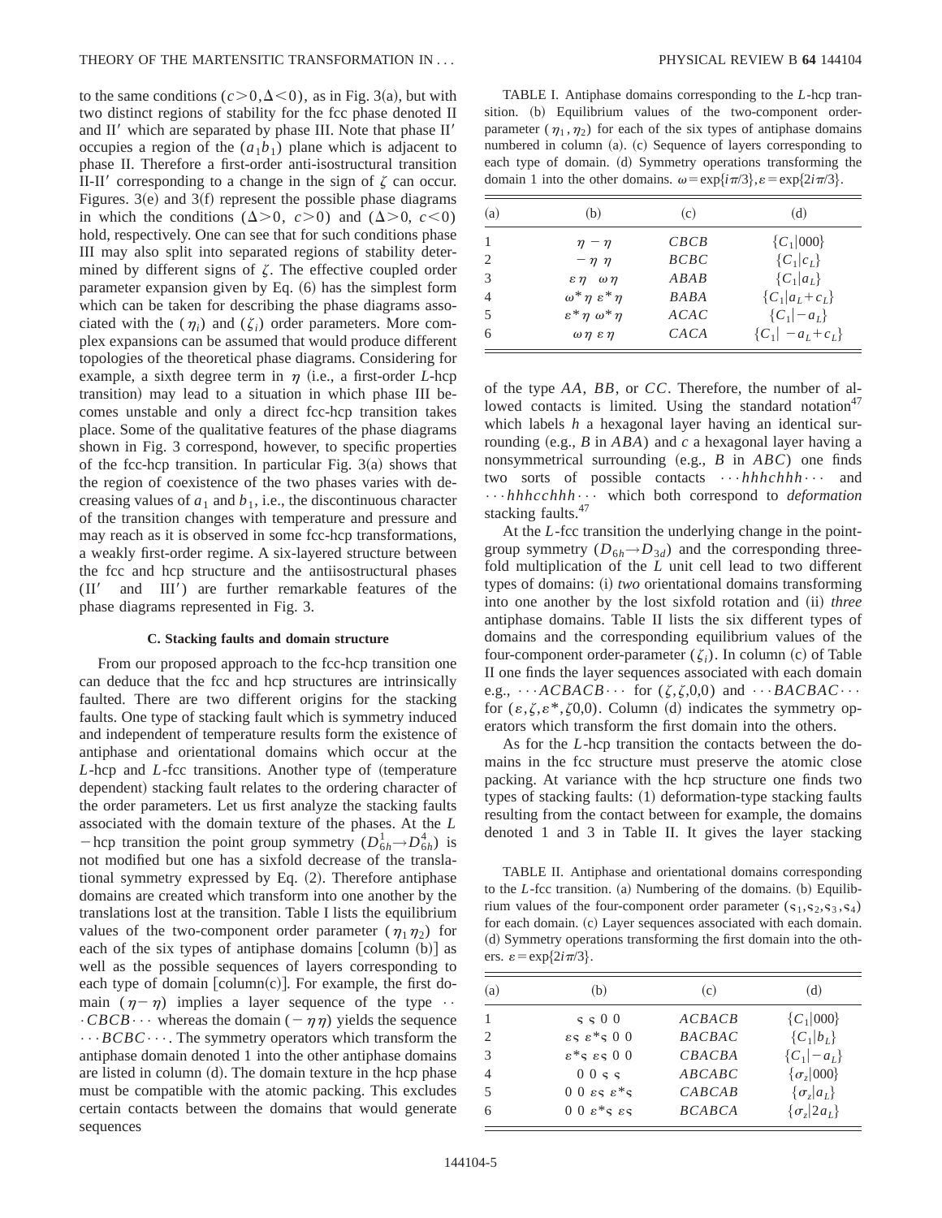to the same conditions ($c>0, \Delta<0$), as in Fig. 3(a), but with two distinct regions of stability for the fcc phase denoted II and II′ which are separated by phase III. Note that phase II′ occupies a region of the $(a_1 b_1)$ plane which is adjacent to phase II. Therefore a first-order anti-isostructural transition II-II′ corresponding to a change in the sign of $\zeta$ can occur. Figures. 3(e) and 3(f) represent the possible phase diagrams in which the conditions ($\Delta>0$, $c>0$) and ($\Delta>0$, $c<0$) hold, respectively. One can see that for such conditions phase III may also split into separated regions of stability determined by different signs of $\zeta$. The effective coupled order parameter expansion given by Eq. (6) has the simplest form which can be taken for describing the phase diagrams associated with the $(\eta_i)$ and $(\zeta_i)$ order parameters. More complex expansions can be assumed that would produce different topologies of the theoretical phase diagrams. Considering for example, a sixth degree term in $\eta$ (i.e., a first-order $L$-hcp transition) may lead to a situation in which phase III becomes unstable and only a direct fcc-hcp transition takes place. Some of the qualitative features of the phase diagrams shown in Fig. 3 correspond, however, to specific properties of the fcc-hcp transition. In particular Fig. 3(a) shows that the region of coexistence of the two phases varies with decreasing values of $a_1$ and $b_1$, i.e., the discontinuous character of the transition changes with temperature and pressure and may reach as it is observed in some fcc-hcp transformations, a weakly first-order regime. A six-layered structure between the fcc and hcp structure and the antiisostructural phases (II′ and III′) are further remarkable features of the phase diagrams represented in Fig. 3.

### C. Stacking faults and domain structure

From our proposed approach to the fcc-hcp transition one can deduce that the fcc and hcp structures are intrinsically faulted. There are two different origins for the stacking faults. One type of stacking fault which is symmetry induced and independent of temperature results form the existence of antiphase and orientational domains which occur at the $L$-hcp and $L$-fcc transitions. Another type of (temperature dependent) stacking fault relates to the ordering character of the order parameters. Let us first analyze the stacking faults associated with the domain texture of the phases. At the $L$-hcp transition the point group symmetry ($D_{6h}^1 \rightarrow D_{6h}^4$) is not modified but one has a sixfold decrease of the translational symmetry expressed by Eq. (2). Therefore antiphase domains are created which transform into one another by the translations lost at the transition. Table I lists the equilibrium values of the two-component order parameter $(\eta_1 \eta_2)$ for each of the six types of antiphase domains [column (b)] as well as the possible sequences of layers corresponding to each type of domain [column(c)]. For example, the first domain $(\eta - \eta)$ implies a layer sequence of the type $\cdots CBCB \cdots$ whereas the domain $(-\eta \eta)$ yields the sequence $\cdots BCBC \cdots$. The symmetry operators which transform the antiphase domain denoted 1 into the other antiphase domains are listed in column (d). The domain texture in the hcp phase must be compatible with the atomic packing. This excludes certain contacts between the domains that would generate sequences

TABLE I. Antiphase domains corresponding to the $L$-hcp transition. (b) Equilibrium values of the two-component order-parameter $(\eta_1, \eta_2)$ for each of the six types of antiphase domains numbered in column (a). (c) Sequence of layers corresponding to each type of domain. (d) Symmetry operations transforming the domain 1 into the other domains. $\omega = \exp\{i\pi/3\}, \varepsilon = \exp\{2i\pi/3\}$.

| (a) | (b) | (c) | (d) |
|---|---|---|---|
| 1 | $\eta \;\; -\eta$ | $CBCB$ | $\{C_1\|000\}$ |
| 2 | $-\eta \;\; \eta$ | $BCBC$ | $\{C_1\|c_L\}$ |
| 3 | $\varepsilon\eta \;\; \omega\eta$ | $ABAB$ | $\{C_1\|a_L\}$ |
| 4 | $\omega^*\eta \;\; \varepsilon^*\eta$ | $BABA$ | $\{C_1\|a_L+c_L\}$ |
| 5 | $\varepsilon^*\eta \;\; \omega^*\eta$ | $ACAC$ | $\{C_1\|-a_L\}$ |
| 6 | $\omega\eta \;\; \varepsilon\eta$ | $CACA$ | $\{C_1\|-a_L+c_L\}$ |

of the type $AA$, $BB$, or $CC$. Therefore, the number of allowed contacts is limited. Using the standard notation[47] which labels $h$ a hexagonal layer having an identical surrounding (e.g., $B$ in $ABA$) and $c$ a hexagonal layer having a nonsymmetrical surrounding (e.g., $B$ in $ABC$) one finds two sorts of possible contacts $\cdots hhhchhh \cdots$ and $\cdots hhhcchhh \cdots$ which both correspond to *deformation* stacking faults.[47]

At the $L$-fcc transition the underlying change in the point-group symmetry ($D_{6h} \rightarrow D_{3d}$) and the corresponding threefold multiplication of the $L$ unit cell lead to two different types of domains: (i) *two* orientational domains transforming into one another by the lost sixfold rotation and (ii) *three* antiphase domains. Table II lists the six different types of domains and the corresponding equilibrium values of the four-component order-parameter $(\zeta_i)$. In column (c) of Table II one finds the layer sequences associated with each domain e.g., $\cdots ACBACB \cdots$ for $(\zeta, \zeta, 0, 0)$ and $\cdots BACBAC \cdots$ for $(\varepsilon, \zeta, \varepsilon^*, \zeta 0, 0)$. Column (d) indicates the symmetry operators which transform the first domain into the others.

As for the $L$-hcp transition the contacts between the domains in the fcc structure must preserve the atomic close packing. At variance with the hcp structure one finds two types of stacking faults: (1) deformation-type stacking faults resulting from the contact between for example, the domains denoted 1 and 3 in Table II. It gives the layer stacking

TABLE II. Antiphase and orientational domains corresponding to the $L$-fcc transition. (a) Numbering of the domains. (b) Equilibrium values of the four-component order parameter $(\varsigma_1, \varsigma_2, \varsigma_3, \varsigma_4)$ for each domain. (c) Layer sequences associated with each domain. (d) Symmetry operations transforming the first domain into the others. $\varepsilon = \exp\{2i\pi/3\}$.

| (a) | (b) | (c) | (d) |
|---|---|---|---|
| 1 | $\varsigma \;\; \varsigma \;\; 0 \;\; 0$ | $ACBACB$ | $\{C_1\|000\}$ |
| 2 | $\varepsilon\varsigma \;\; \varepsilon^*\varsigma \;\; 0 \;\; 0$ | $BACBAC$ | $\{C_1\|b_L\}$ |
| 3 | $\varepsilon^*\varsigma \;\; \varepsilon\varsigma \;\; 0 \;\; 0$ | $CBACBA$ | $\{C_1\|-a_L\}$ |
| 4 | $0 \;\; 0 \;\; \varsigma \;\; \varsigma$ | $ABCABC$ | $\{\sigma_z\|000\}$ |
| 5 | $0 \;\; 0 \;\; \varepsilon\varsigma \;\; \varepsilon^*\varsigma$ | $CABCAB$ | $\{\sigma_z\|a_L\}$ |
| 6 | $0 \;\; 0 \;\; \varepsilon^*\varsigma \;\; \varepsilon\varsigma$ | $BCABCA$ | $\{\sigma_z\|2a_L\}$ |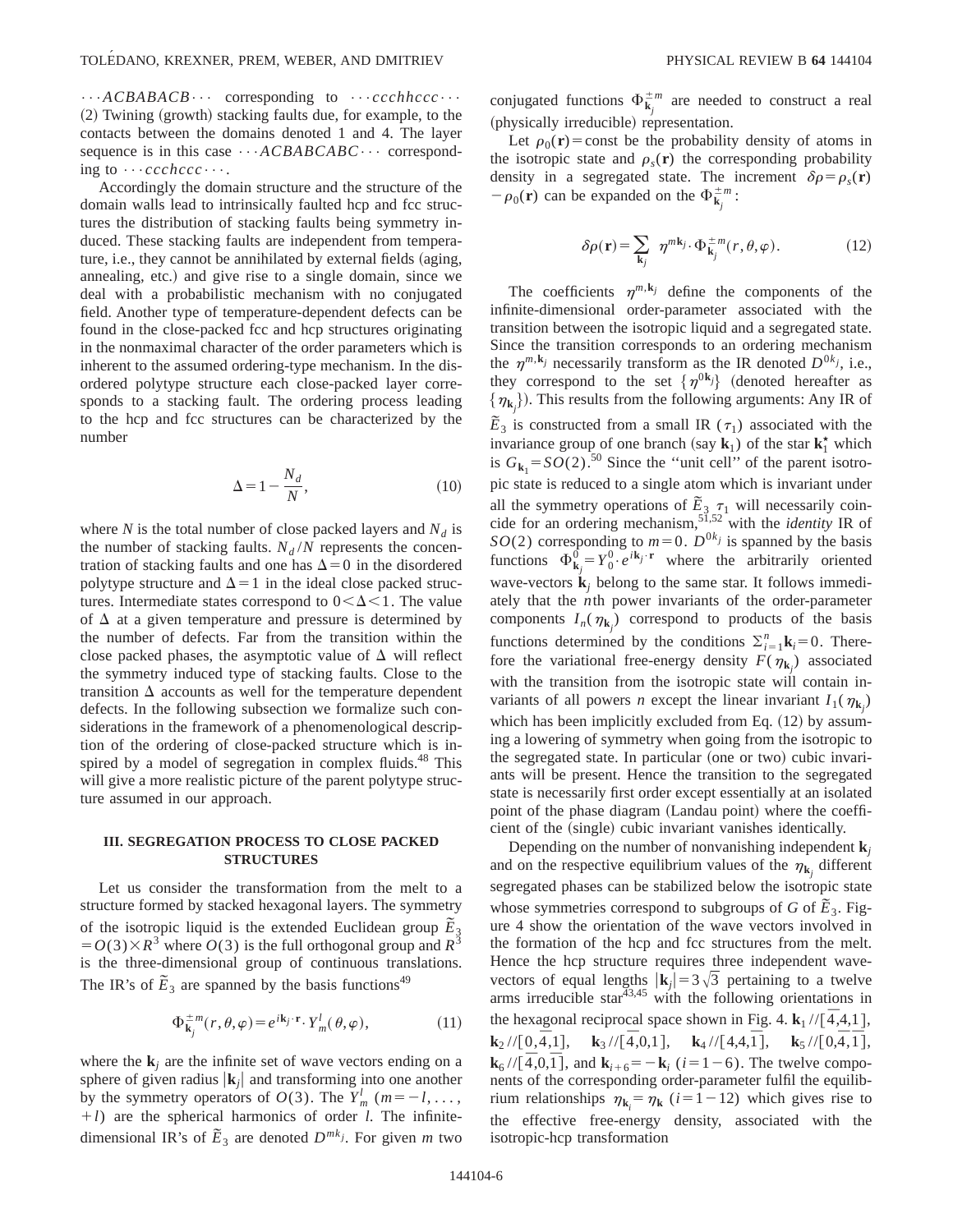$\cdots ACBABACB \cdots$ corresponding to $\cdots ccchhccc \cdots$ (2) Twining (growth) stacking faults due, for example, to the contacts between the domains denoted 1 and 4. The layer sequence is in this case $\cdots ACBABCABC \cdots$ corresponding to $\cdots ccchccc \cdots$.

Accordingly the domain structure and the structure of the domain walls lead to intrinsically faulted hcp and fcc structures the distribution of stacking faults being symmetry induced. These stacking faults are independent from temperature, i.e., they cannot be annihilated by external fields (aging, annealing, etc.) and give rise to a single domain, since we deal with a probabilistic mechanism with no conjugated field. Another type of temperature-dependent defects can be found in the close-packed fcc and hcp structures originating in the nonmaximal character of the order parameters which is inherent to the assumed ordering-type mechanism. In the disordered polytype structure each close-packed layer corresponds to a stacking fault. The ordering process leading to the hcp and fcc structures can be characterized by the number

$$\Delta = 1 - \frac{N_d}{N}, \tag{10}$$

where $N$ is the total number of close packed layers and $N_d$ is the number of stacking faults. $N_d/N$ represents the concentration of stacking faults and one has $\Delta = 0$ in the disordered polytype structure and $\Delta = 1$ in the ideal close packed structures. Intermediate states correspond to $0 < \Delta < 1$. The value of $\Delta$ at a given temperature and pressure is determined by the number of defects. Far from the transition within the close packed phases, the asymptotic value of $\Delta$ will reflect the symmetry induced type of stacking faults. Close to the transition $\Delta$ accounts as well for the temperature dependent defects. In the following subsection we formalize such considerations in the framework of a phenomenological description of the ordering of close-packed structure which is inspired by a model of segregation in complex fluids.[48] This will give a more realistic picture of the parent polytype structure assumed in our approach.

## III. SEGREGATION PROCESS TO CLOSE PACKED STRUCTURES

Let us consider the transformation from the melt to a structure formed by stacked hexagonal layers. The symmetry of the isotropic liquid is the extended Euclidean group $\tilde{E}_3 = O(3) \times R^3$ where $O(3)$ is the full orthogonal group and $R^3$ is the three-dimensional group of continuous translations. The IR's of $\tilde{E}_3$ are spanned by the basis functions[49]

$$\Phi_{\mathbf{k}_j}^{\pm m}(r,\theta,\varphi) = e^{i\mathbf{k}_j \cdot \mathbf{r}} \cdot Y_m^l(\theta,\varphi), \tag{11}$$

where the $\mathbf{k}_j$ are the infinite set of wave vectors ending on a sphere of given radius $|\mathbf{k}_j|$ and transforming into one another by the symmetry operators of $O(3)$. The $Y_m^l$ $(m = -l, \ldots, +l)$ are the spherical harmonics of order $l$. The infinite-dimensional IR's of $\tilde{E}_3$ are denoted $D^{mk_j}$. For given $m$ two conjugated functions $\Phi_{\mathbf{k}_j}^{\pm m}$ are needed to construct a real (physically irreducible) representation.

Let $\rho_0(\mathbf{r}) = \text{const}$ be the probability density of atoms in the isotropic state and $\rho_s(\mathbf{r})$ the corresponding probability density in a segregated state. The increment $\delta\rho = \rho_s(\mathbf{r}) - \rho_0(\mathbf{r})$ can be expanded on the $\Phi_{\mathbf{k}_j}^{\pm m}$:

$$\delta\rho(\mathbf{r}) = \sum_{\mathbf{k}_j} \eta^{m\mathbf{k}_j} \cdot \Phi_{\mathbf{k}_j}^{\pm m}(r,\theta,\varphi). \tag{12}$$

The coefficients $\eta^{m,\mathbf{k}_j}$ define the components of the infinite-dimensional order-parameter associated with the transition between the isotropic liquid and a segregated state. Since the transition corresponds to an ordering mechanism the $\eta^{m,\mathbf{k}_j}$ necessarily transform as the IR denoted $D^{0k_j}$, i.e., they correspond to the set $\{\eta^{0\mathbf{k}_j}\}$ (denoted hereafter as $\{\eta_{\mathbf{k}_j}\}$). This results from the following arguments: Any IR of $\tilde{E}_3$ is constructed from a small IR ($\tau_1$) associated with the invariance group of one branch (say $\mathbf{k}_1$) of the star $\mathbf{k}_1^\star$ which is $G_{\mathbf{k}_1} = SO(2)$.[50] Since the "unit cell" of the parent isotropic state is reduced to a single atom which is invariant under all the symmetry operations of $\tilde{E}_3$ $\tau_1$ will necessarily coincide for an ordering mechanism,[51,52] with the *identity* IR of $SO(2)$ corresponding to $m = 0$. $D^{0k_j}$ is spanned by the basis functions $\Phi_{\mathbf{k}_j}^0 = Y_0^0 \cdot e^{i\mathbf{k}_j \cdot \mathbf{r}}$ where the arbitrarily oriented wave-vectors $\mathbf{k}_j$ belong to the same star. It follows immediately that the $n$th power invariants of the order-parameter components $I_n(\eta_{\mathbf{k}_j})$ correspond to products of the basis functions determined by the conditions $\Sigma_{i=1}^n \mathbf{k}_i = 0$. Therefore the variational free-energy density $F(\eta_{\mathbf{k}_j})$ associated with the transition from the isotropic state will contain invariants of all powers $n$ except the linear invariant $I_1(\eta_{\mathbf{k}_j})$ which has been implicitly excluded from Eq. (12) by assuming a lowering of symmetry when going from the isotropic to the segregated state. In particular (one or two) cubic invariants will be present. Hence the transition to the segregated state is necessarily first order except essentially at an isolated point of the phase diagram (Landau point) where the coefficient of the (single) cubic invariant vanishes identically.

Depending on the number of nonvanishing independent $\mathbf{k}_j$ and on the respective equilibrium values of the $\eta_{\mathbf{k}_j}$ different segregated phases can be stabilized below the isotropic state whose symmetries correspond to subgroups of $G$ of $\tilde{E}_3$. Figure 4 show the orientation of the wave vectors involved in the formation of the hcp and fcc structures from the melt. Hence the hcp structure requires three independent wave-vectors of equal lengths $|\mathbf{k}_j| = 3\sqrt{3}$ pertaining to a twelve arms irreducible star[43,45] with the following orientations in the hexagonal reciprocal space shown in Fig. 4. $\mathbf{k}_1 // [\bar{4},4,1]$, $\mathbf{k}_2 // [0,\bar{4},1]$, $\mathbf{k}_3 // [\bar{4},0,1]$, $\mathbf{k}_4 // [4,4,\bar{1}]$, $\mathbf{k}_5 // [0,4,\bar{1}]$, $\mathbf{k}_6 // [\bar{4},0,\bar{1}]$, and $\mathbf{k}_{i+6} = -\mathbf{k}_i$ $(i = 1-6)$. The twelve components of the corresponding order-parameter fulfil the equilibrium relationships $\eta_{\mathbf{k}_i} = \eta_{\mathbf{k}}$ $(i = 1-12)$ which gives rise to the effective free-energy density, associated with the isotropic-hcp transformation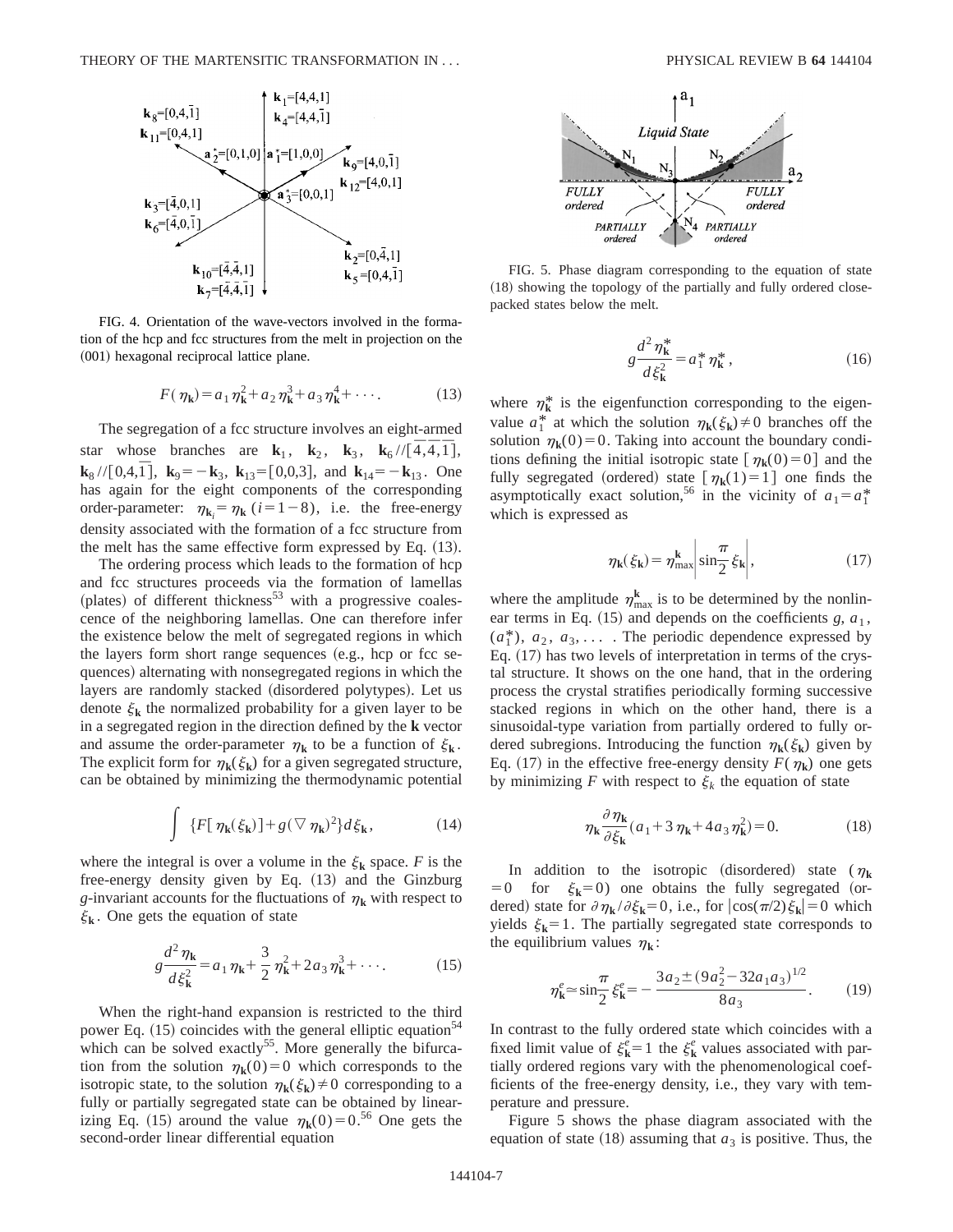FIG. 4. Orientation of the wave-vectors involved in the formation of the hcp and fcc structures from the melt in projection on the (001) hexagonal reciprocal lattice plane.

$$F(\eta_{\mathbf{k}}) = a_1 \eta_{\mathbf{k}}^2 + a_2 \eta_{\mathbf{k}}^3 + a_3 \eta_{\mathbf{k}}^4 + \cdots. \tag{13}$$

The segregation of a fcc structure involves an eight-armed star whose branches are $\mathbf{k}_1$, $\mathbf{k}_2$, $\mathbf{k}_3$, $\mathbf{k}_6 // [\bar{4},\bar{4},\bar{1}]$, $\mathbf{k}_8 // [0,4,\bar{1}]$, $\mathbf{k}_9 = -\mathbf{k}_3$, $\mathbf{k}_{13} = [0,0,3]$, and $\mathbf{k}_{14} = -\mathbf{k}_{13}$. One has again for the eight components of the corresponding order-parameter: $\eta_{\mathbf{k}_i} = \eta_{\mathbf{k}}$ $(i = 1-8)$, i.e. the free-energy density associated with the formation of a fcc structure from the melt has the same effective form expressed by Eq. (13).

The ordering process which leads to the formation of hcp and fcc structures proceeds via the formation of lamellas (plates) of different thickness[53] with a progressive coalescence of the neighboring lamellas. One can therefore infer the existence below the melt of segregated regions in which the layers form short range sequences (e.g., hcp or fcc sequences) alternating with nonsegregated regions in which the layers are randomly stacked (disordered polytypes). Let us denote $\xi_{\mathbf{k}}$ the normalized probability for a given layer to be in a segregated region in the direction defined by the $\mathbf{k}$ vector and assume the order-parameter $\eta_{\mathbf{k}}$ to be a function of $\xi_{\mathbf{k}}$. The explicit form for $\eta_{\mathbf{k}}(\xi_{\mathbf{k}})$ for a given segregated structure, can be obtained by minimizing the thermodynamic potential

$$\int \{F[\eta_{\mathbf{k}}(\xi_{\mathbf{k}})] + g(\nabla \eta_{\mathbf{k}})^2\} d\xi_{\mathbf{k}}, \tag{14}$$

where the integral is over a volume in the $\xi_{\mathbf{k}}$ space. $F$ is the free-energy density given by Eq. (13) and the Ginzburg $g$-invariant accounts for the fluctuations of $\eta_{\mathbf{k}}$ with respect to $\xi_{\mathbf{k}}$. One gets the equation of state

$$g \frac{d^2 \eta_{\mathbf{k}}}{d\xi_{\mathbf{k}}^2} = a_1 \eta_{\mathbf{k}} + \frac{3}{2} \eta_{\mathbf{k}}^2 + 2a_3 \eta_{\mathbf{k}}^3 + \cdots. \tag{15}$$

When the right-hand expansion is restricted to the third power Eq. (15) coincides with the general elliptic equation[54] which can be solved exactly[55]. More generally the bifurcation from the solution $\eta_{\mathbf{k}}(0) = 0$ which corresponds to the isotropic state, to the solution $\eta_{\mathbf{k}}(\xi_{\mathbf{k}}) \neq 0$ corresponding to a fully or partially segregated state can be obtained by linearizing Eq. (15) around the value $\eta_{\mathbf{k}}(0) = 0$.[56] One gets the second-order linear differential equation

FIG. 5. Phase diagram corresponding to the equation of state (18) showing the topology of the partially and fully ordered close-packed states below the melt.

$$g \frac{d^2 \eta_{\mathbf{k}}^*}{d\xi_{\mathbf{k}}^2} = a_1^* \eta_{\mathbf{k}}^*, \tag{16}$$

where $\eta_{\mathbf{k}}^*$ is the eigenfunction corresponding to the eigenvalue $a_1^*$ at which the solution $\eta_{\mathbf{k}}(\xi_{\mathbf{k}}) \neq 0$ branches off the solution $\eta_{\mathbf{k}}(0) = 0$. Taking into account the boundary conditions defining the initial isotropic state $[\eta_{\mathbf{k}}(0) = 0]$ and the fully segregated (ordered) state $[\eta_{\mathbf{k}}(1) = 1]$ one finds the asymptotically exact solution,[56] in the vicinity of $a_1 = a_1^*$ which is expressed as

$$\eta_{\mathbf{k}}(\xi_{\mathbf{k}}) = \eta_{\max}^{\mathbf{k}} \left| \sin \frac{\pi}{2} \xi_{\mathbf{k}} \right|, \tag{17}$$

where the amplitude $\eta_{\max}^{\mathbf{k}}$ is to be determined by the nonlinear terms in Eq. (15) and depends on the coefficients $g$, $a_1$, $(a_1^*)$, $a_2$, $a_3, \ldots$ . The periodic dependence expressed by Eq. (17) has two levels of interpretation in terms of the crystal structure. It shows on the one hand, that in the ordering process the crystal stratifies periodically forming successive stacked regions in which on the other hand, there is a sinusoidal-type variation from partially ordered to fully ordered subregions. Introducing the function $\eta_{\mathbf{k}}(\xi_{\mathbf{k}})$ given by Eq. (17) in the effective free-energy density $F(\eta_{\mathbf{k}})$ one gets by minimizing $F$ with respect to $\xi_k$ the equation of state

$$\eta_{\mathbf{k}} \frac{\partial \eta_{\mathbf{k}}}{\partial \xi_{\mathbf{k}}} (a_1 + 3\eta_{\mathbf{k}} + 4a_3 \eta_{\mathbf{k}}^2) = 0. \tag{18}$$

In addition to the isotropic (disordered) state ($\eta_{\mathbf{k}} = 0$ for $\xi_{\mathbf{k}} = 0$) one obtains the fully segregated (ordered) state for $\partial \eta_{\mathbf{k}} / \partial \xi_{\mathbf{k}} = 0$, i.e., for $|\cos(\pi/2)\xi_{\mathbf{k}}| = 0$ which yields $\xi_{\mathbf{k}} = 1$. The partially segregated state corresponds to the equilibrium values $\eta_{\mathbf{k}}$:

$$\eta_{\mathbf{k}}^e \simeq \sin \frac{\pi}{2} \xi_{\mathbf{k}}^e = -\frac{3a_2 \pm (9a_2^2 - 32a_1 a_3)^{1/2}}{8a_3}. \tag{19}$$

In contrast to the fully ordered state which coincides with a fixed limit value of $\xi_{\mathbf{k}}^e = 1$ the $\xi_{\mathbf{k}}^e$ values associated with partially ordered regions vary with the phenomenological coefficients of the free-energy density, i.e., they vary with temperature and pressure.

Figure 5 shows the phase diagram associated with the equation of state (18) assuming that $a_3$ is positive. Thus, the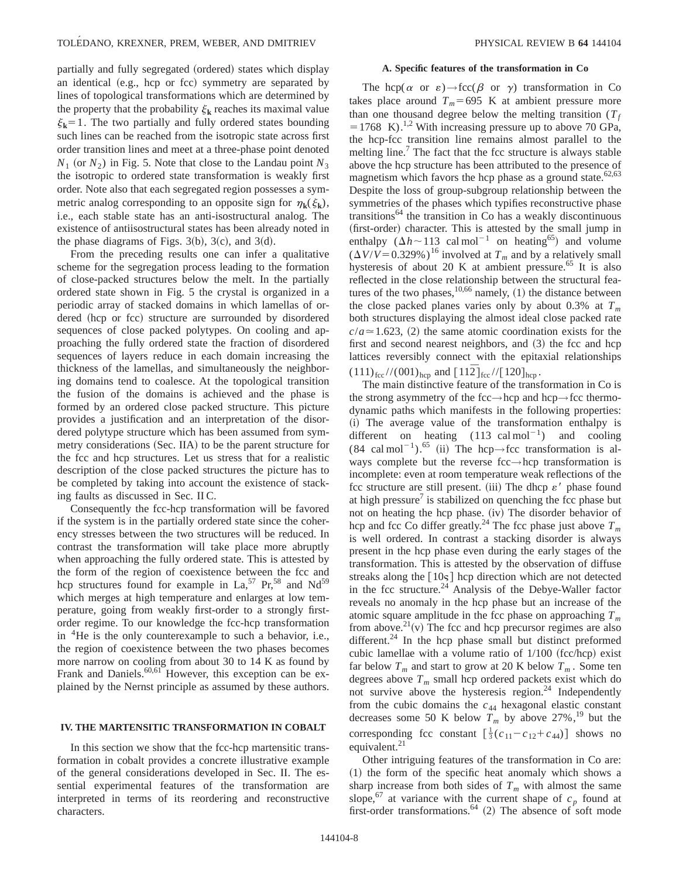partially and fully segregated (ordered) states which display an identical (e.g., hcp or fcc) symmetry are separated by lines of topological transformations which are determined by the property that the probability $\xi_{\mathbf{k}}$ reaches its maximal value $\xi_{\mathbf{k}}=1$. The two partially and fully ordered states bounding such lines can be reached from the isotropic state across first order transition lines and meet at a three-phase point denoted $N_1$ (or $N_2$) in Fig. 5. Note that close to the Landau point $N_3$ the isotropic to ordered state transformation is weakly first order. Note also that each segregated region possesses a symmetric analog corresponding to an opposite sign for $\eta_{\mathbf{k}}(\xi_{\mathbf{k}})$, i.e., each stable state has an anti-isostructural analog. The existence of antiisostructural states has been already noted in the phase diagrams of Figs. 3(b), 3(c), and 3(d).

From the preceding results one can infer a qualitative scheme for the segregation process leading to the formation of close-packed structures below the melt. In the partially ordered state shown in Fig. 5 the crystal is organized in a periodic array of stacked domains in which lamellas of ordered (hcp or fcc) structure are surrounded by disordered sequences of close packed polytypes. On cooling and approaching the fully ordered state the fraction of disordered sequences of layers reduce in each domain increasing the thickness of the lamellas, and simultaneously the neighboring domains tend to coalesce. At the topological transition the fusion of the domains is achieved and the phase is formed by an ordered close packed structure. This picture provides a justification and an interpretation of the disordered polytype structure which has been assumed from symmetry considerations (Sec. II A) to be the parent structure for the fcc and hcp structures. Let us stress that for a realistic description of the close packed structures the picture has to be completed by taking into account the existence of stacking faults as discussed in Sec. II C.

Consequently the fcc-hcp transformation will be favored if the system is in the partially ordered state since the coherency stresses between the two structures will be reduced. In contrast the transformation will take place more abruptly when approaching the fully ordered state. This is attested by the form of the region of coexistence between the fcc and hcp structures found for example in La,[57] Pr,[58] and Nd[59] which merges at high temperature and enlarges at low temperature, going from weakly first-order to a strongly first-order regime. To our knowledge the fcc-hcp transformation in $^4$He is the only counterexample to such a behavior, i.e., the region of coexistence between the two phases becomes more narrow on cooling from about 30 to 14 K as found by Frank and Daniels.[60,61] However, this exception can be explained by the Nernst principle as assumed by these authors.

## IV. THE MARTENSITIC TRANSFORMATION IN COBALT

In this section we show that the fcc-hcp martensitic transformation in cobalt provides a concrete illustrative example of the general considerations developed in Sec. II. The essential experimental features of the transformation are interpreted in terms of its reordering and reconstructive characters.

### A. Specific features of the transformation in Co

The hcp($\alpha$ or $\varepsilon$)$\rightarrow$fcc($\beta$ or $\gamma$) transformation in Co takes place around $T_m=695$ K at ambient pressure more than one thousand degree below the melting transition ($T_f=1768$ K).[1,2] With increasing pressure up to above 70 GPa, the hcp-fcc transition line remains almost parallel to the melting line.[7] The fact that the fcc structure is always stable above the hcp structure has been attributed to the presence of magnetism which favors the hcp phase as a ground state.[62,63] Despite the loss of group-subgroup relationship between the symmetries of the phases which typifies reconstructive phase transitions[64] the transition in Co has a weakly discontinuous (first-order) character. This is attested by the small jump in enthalpy ($\Delta h \sim 113$ cal mol$^{-1}$ on heating[65]) and volume ($\Delta V/V=0.329\%$)[16] involved at $T_m$ and by a relatively small hysteresis of about 20 K at ambient pressure.[65] It is also reflected in the close relationship between the structural features of the two phases,[10,66] namely, (1) the distance between the close packed planes varies only by about 0.3% at $T_m$ both structures displaying the almost ideal close packed rate $c/a \simeq 1.623$, (2) the same atomic coordination exists for the first and second nearest neighbors, and (3) the fcc and hcp lattices reversibly connect with the epitaxial relationships $(111)_{\mathrm{fcc}}//(001)_{\mathrm{hcp}}$ and $[11\bar{2}]_{\mathrm{fcc}}//[120]_{\mathrm{hcp}}$.

The main distinctive feature of the transformation in Co is the strong asymmetry of the fcc$\rightarrow$hcp and hcp$\rightarrow$fcc thermodynamic paths which manifests in the following properties: (i) The average value of the transformation enthalpy is different on heating (113 cal mol$^{-1}$) and cooling (84 cal mol$^{-1}$).[65] (ii) The hcp$\rightarrow$fcc transformation is always complete but the reverse fcc$\rightarrow$hcp transformation is incomplete: even at room temperature weak reflections of the fcc structure are still present. (iii) The dhcp $\varepsilon'$ phase found at high pressure[7] is stabilized on quenching the fcc phase but not on heating the hcp phase. (iv) The disorder behavior of hcp and fcc Co differ greatly.[24] The fcc phase just above $T_m$ is well ordered. In contrast a stacking disorder is always present in the hcp phase even during the early stages of the transformation. This is attested by the observation of diffuse streaks along the [10ς] hcp direction which are not detected in the fcc structure.[24] Analysis of the Debye-Waller factor reveals no anomaly in the hcp phase but an increase of the atomic square amplitude in the fcc phase on approaching $T_m$ from above.[21] (v) The fcc and hcp precursor regimes are also different.[24] In the hcp phase small but distinct preformed cubic lamellae with a volume ratio of 1/100 (fcc/hcp) exist far below $T_m$ and start to grow at 20 K below $T_m$. Some ten degrees above $T_m$ small hcp ordered packets exist which do not survive above the hysteresis region.[24] Independently from the cubic domains the $c_{44}$ hexagonal elastic constant decreases some 50 K below $T_m$ by above 27%,[19] but the corresponding fcc constant $[\frac{1}{3}(c_{11}-c_{12}+c_{44})]$ shows no equivalent.[21]

Other intriguing features of the transformation in Co are: (1) the form of the specific heat anomaly which shows a sharp increase from both sides of $T_m$ with almost the same slope,[67] at variance with the current shape of $c_p$ found at first-order transformations.[64] (2) The absence of soft mode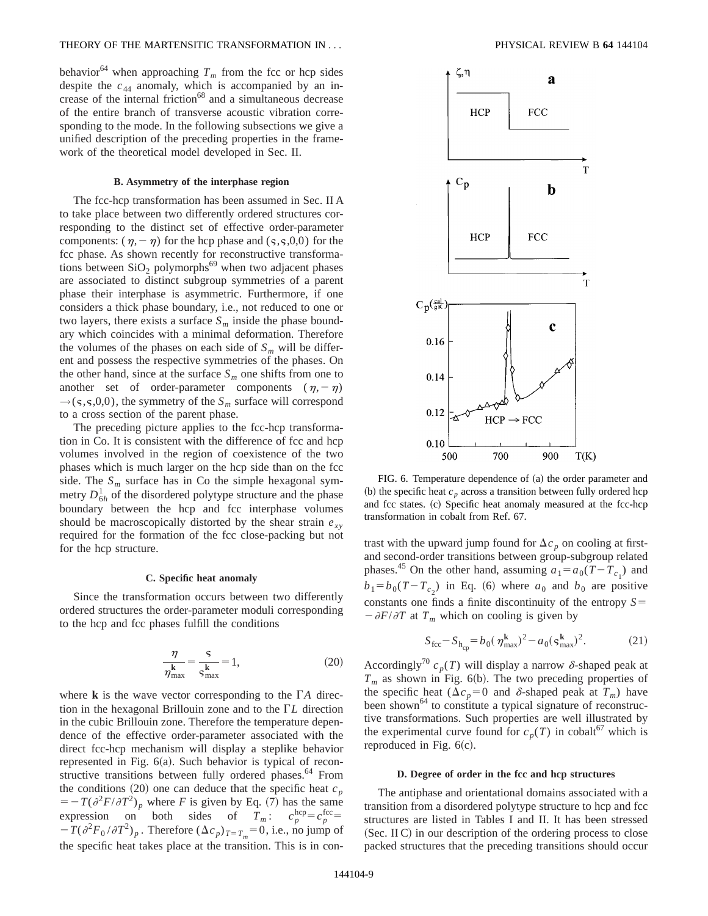behavior[64] when approaching $T_m$ from the fcc or hcp sides despite the $c_{44}$ anomaly, which is accompanied by an increase of the internal friction[68] and a simultaneous decrease of the entire branch of transverse acoustic vibration corresponding to the mode. In the following subsections we give a unified description of the preceding properties in the framework of the theoretical model developed in Sec. II.

### B. Asymmetry of the interphase region

The fcc-hcp transformation has been assumed in Sec. II A to take place between two differently ordered structures corresponding to the distinct set of effective order-parameter components: $(\eta,-\eta)$ for the hcp phase and $(\varsigma,\varsigma,0,0)$ for the fcc phase. As shown recently for reconstructive transformations between $SiO_2$ polymorphs[69] when two adjacent phases are associated to distinct subgroup symmetries of a parent phase their interphase is asymmetric. Furthermore, if one considers a thick phase boundary, i.e., not reduced to one or two layers, there exists a surface $S_m$ inside the phase boundary which coincides with a minimal deformation. Therefore the volumes of the phases on each side of $S_m$ will be different and possess the respective symmetries of the phases. On the other hand, since at the surface $S_m$ one shifts from one to another set of order-parameter components $(\eta,-\eta)\rightarrow(\varsigma,\varsigma,0,0)$, the symmetry of the $S_m$ surface will correspond to a cross section of the parent phase.

The preceding picture applies to the fcc-hcp transformation in Co. It is consistent with the difference of fcc and hcp volumes involved in the region of coexistence of the two phases which is much larger on the hcp side than on the fcc side. The $S_m$ surface has in Co the simple hexagonal symmetry $D_{6h}^1$ of the disordered polytype structure and the phase boundary between the hcp and fcc interphase volumes should be macroscopically distorted by the shear strain $e_{xy}$ required for the formation of the fcc close-packing but not for the hcp structure.

### C. Specific heat anomaly

Since the transformation occurs between two differently ordered structures the order-parameter moduli corresponding to the hcp and fcc phases fulfill the conditions

$$\frac{\eta}{\eta_{\max}^{\mathbf{k}}}=\frac{\varsigma}{\varsigma_{\max}^{\mathbf{k}}}=1, \tag{20}$$

where $\mathbf{k}$ is the wave vector corresponding to the $\Gamma A$ direction in the hexagonal Brillouin zone and to the $\Gamma L$ direction in the cubic Brillouin zone. Therefore the temperature dependence of the effective order-parameter associated with the direct fcc-hcp mechanism will display a steplike behavior represented in Fig. 6(a). Such behavior is typical of reconstructive transitions between fully ordered phases.[64] From the conditions (20) one can deduce that the specific heat $c_p=-T(\partial^2F/\partial T^2)_p$ where $F$ is given by Eq. (7) has the same expression on both sides of $T_m$: $c_p^{\text{hcp}}=c_p^{\text{fcc}}=-T(\partial^2F_0/\partial T^2)_p$. Therefore $(\Delta c_p)_{T=T_m}=0$, i.e., no jump of the specific heat takes place at the transition. This is in contrast with the upward jump found for $\Delta c_p$ on cooling at first- and second-order transitions between group-subgroup related phases.[45] On the other hand, assuming $a_1=a_0(T-T_{c_1})$ and $b_1=b_0(T-T_{c_2})$ in Eq. (6) where $a_0$ and $b_0$ are positive constants one finds a finite discontinuity of the entropy $S=-\partial F/\partial T$ at $T_m$ which on cooling is given by

$$S_{\text{fcc}}-S_{\text{h}_{\text{cp}}}=b_0(\eta_{\max}^{\mathbf{k}})^2-a_0(\varsigma_{\max}^{\mathbf{k}})^2. \tag{21}$$

Accordingly[70] $c_p(T)$ will display a narrow $\delta$-shaped peak at $T_m$ as shown in Fig. 6(b). The two preceding properties of the specific heat ($\Delta c_p=0$ and $\delta$-shaped peak at $T_m$) have been shown[64] to constitute a typical signature of reconstructive transformations. Such properties are well illustrated by the experimental curve found for $c_p(T)$ in cobalt[67] which is reproduced in Fig. 6(c).

FIG. 6. Temperature dependence of (a) the order parameter and (b) the specific heat $c_p$ across a transition between fully ordered hcp and fcc states. (c) Specific heat anomaly measured at the fcc-hcp transformation in cobalt from Ref. 67.

### D. Degree of order in the fcc and hcp structures

The antiphase and orientational domains associated with a transition from a disordered polytype structure to hcp and fcc structures are listed in Tables I and II. It has been stressed (Sec. II C) in our description of the ordering process to close packed structures that the preceding transitions should occur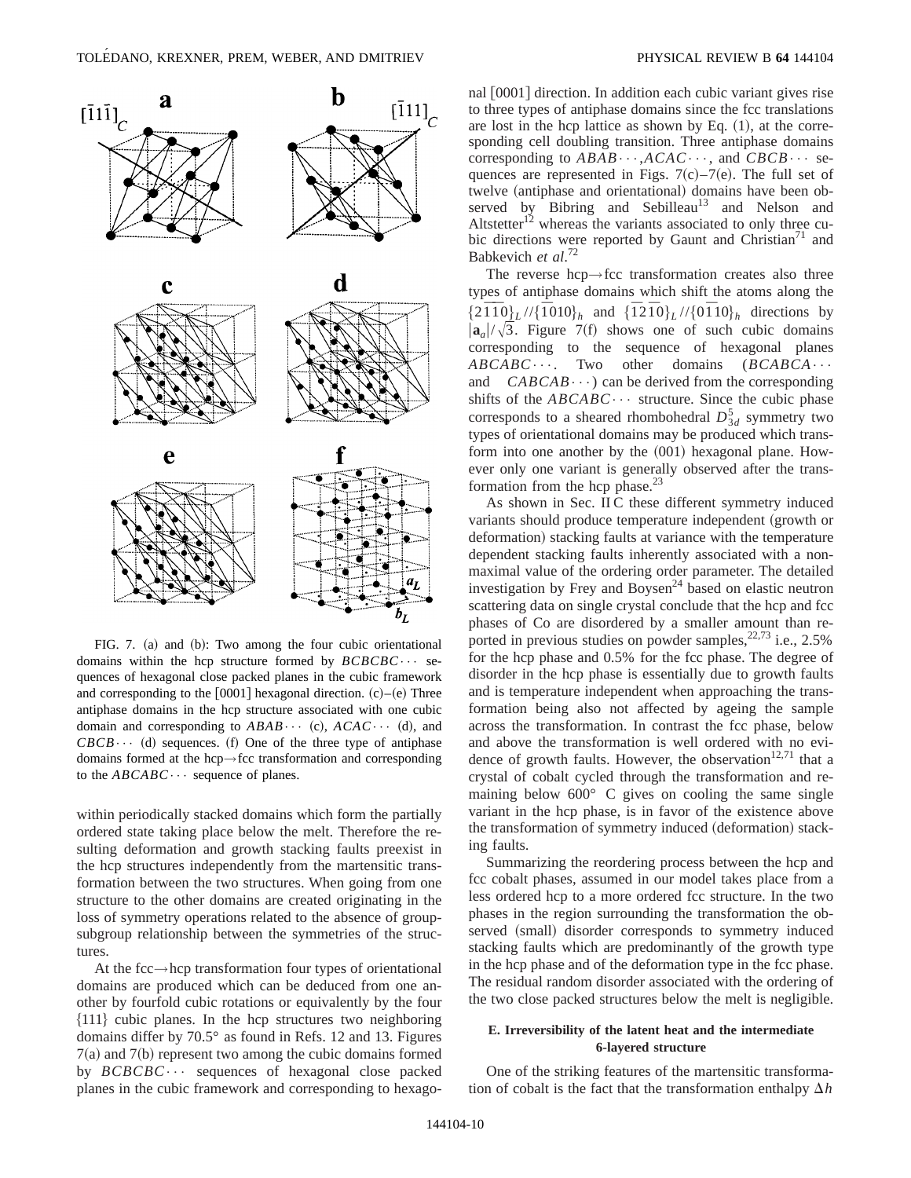FIG. 7. (a) and (b): Two among the four cubic orientational domains within the hcp structure formed by $BCBCBC\cdots$ sequences of hexagonal close packed planes in the cubic framework and corresponding to the [0001] hexagonal direction. (c)–(e) Three antiphase domains in the hcp structure associated with one cubic domain and corresponding to $ABAB\cdots$ (c), $ACAC\cdots$ (d), and $CBCB\cdots$ (d) sequences. (f) One of the three type of antiphase domains formed at the hcp→fcc transformation and corresponding to the $ABCABC\cdots$ sequence of planes.

within periodically stacked domains which form the partially ordered state taking place below the melt. Therefore the resulting deformation and growth stacking faults preexist in the hcp structures independently from the martensitic transformation between the two structures. When going from one structure to the other domains are created originating in the loss of symmetry operations related to the absence of group-subgroup relationship between the symmetries of the structures.

At the fcc→hcp transformation four types of orientational domains are produced which can be deduced from one another by fourfold cubic rotations or equivalently by the four {111} cubic planes. In the hcp structures two neighboring domains differ by 70.5° as found in Refs. 12 and 13. Figures 7(a) and 7(b) represent two among the cubic domains formed by $BCBCBC\cdots$ sequences of hexagonal close packed planes in the cubic framework and corresponding to hexagonal [0001] direction. In addition each cubic variant gives rise to three types of antiphase domains since the fcc translations are lost in the hcp lattice as shown by Eq. (1), at the corresponding cell doubling transition. Three antiphase domains corresponding to $ABAB\cdots$,$ACAC\cdots$, and $CBCB\cdots$ sequences are represented in Figs. 7(c)–7(e). The full set of twelve (antiphase and orientational) domains have been observed by Bibring and Sebilleau[13] and Nelson and Altstetter[12] whereas the variants associated to only three cubic directions were reported by Gaunt and Christian[71] and Babkevich *et al.*[72]

The reverse hcp→fcc transformation creates also three types of antiphase domains which shift the atoms along the $\{2\bar{1}\bar{1}0\}_L//\{\bar{1}010\}_h$ and $\{\bar{1}2\bar{1}0\}_L//\{0\bar{1}10\}_h$ directions by $|\mathbf{a}_a|/\sqrt{3}$. Figure 7(f) shows one of such cubic domains corresponding to the sequence of hexagonal planes $ABCABC\cdots$. Two other domains ($BCABCA\cdots$ and $CABCAB\cdots$) can be derived from the corresponding shifts of the $ABCABC\cdots$ structure. Since the cubic phase corresponds to a sheared rhombohedral $D_{3d}^5$ symmetry two types of orientational domains may be produced which transform into one another by the (001) hexagonal plane. However only one variant is generally observed after the transformation from the hcp phase.[23]

As shown in Sec. II C these different symmetry induced variants should produce temperature independent (growth or deformation) stacking faults at variance with the temperature dependent stacking faults inherently associated with a nonmaximal value of the ordering order parameter. The detailed investigation by Frey and Boysen[24] based on elastic neutron scattering data on single crystal conclude that the hcp and fcc phases of Co are disordered by a smaller amount than reported in previous studies on powder samples,[22,73] i.e., 2.5% for the hcp phase and 0.5% for the fcc phase. The degree of disorder in the hcp phase is essentially due to growth faults and is temperature independent when approaching the transformation being also not affected by ageing the sample across the transformation. In contrast the fcc phase, below and above the transformation is well ordered with no evidence of growth faults. However, the observation[12,71] that a crystal of cobalt cycled through the transformation and remaining below 600° C gives on cooling the same single variant in the hcp phase, is in favor of the existence above the transformation of symmetry induced (deformation) stacking faults.

Summarizing the reordering process between the hcp and fcc cobalt phases, assumed in our model takes place from a less ordered hcp to a more ordered fcc structure. In the two phases in the region surrounding the transformation the observed (small) disorder corresponds to symmetry induced stacking faults which are predominantly of the growth type in the hcp phase and of the deformation type in the fcc phase. The residual random disorder associated with the ordering of the two close packed structures below the melt is negligible.

### E. Irreversibility of the latent heat and the intermediate 6-layered structure

One of the striking features of the martensitic transformation of cobalt is the fact that the transformation enthalpy $\Delta h$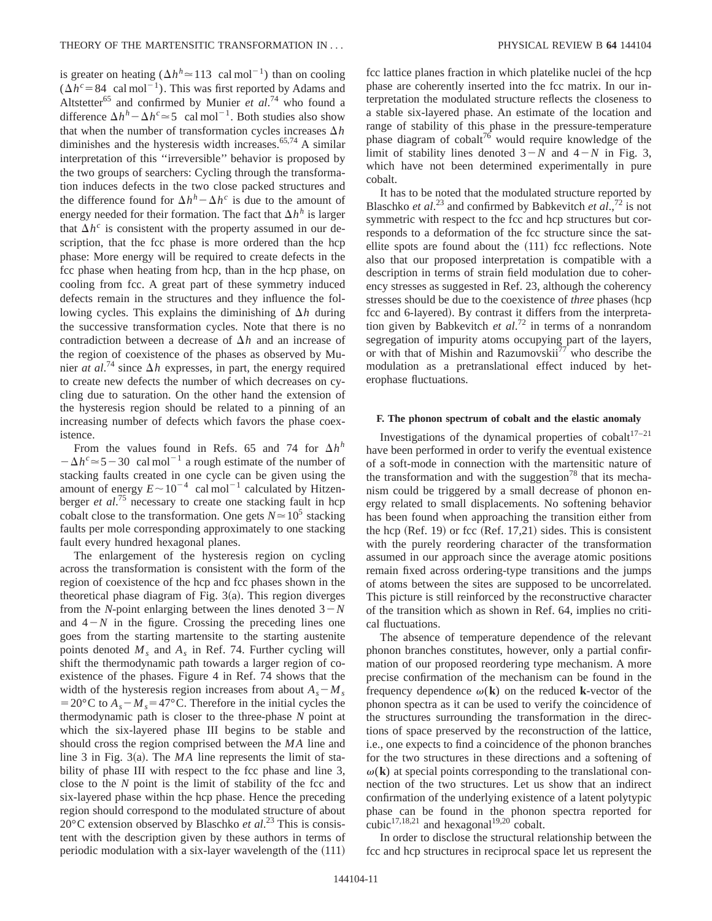is greater on heating ($\Delta h^h \simeq 113$ cal mol$^{-1}$) than on cooling ($\Delta h^c = 84$ cal mol$^{-1}$). This was first reported by Adams and Altstetter[65] and confirmed by Munier *et al.*[74] who found a difference $\Delta h^h - \Delta h^c \simeq 5$ cal mol$^{-1}$. Both studies also show that when the number of transformation cycles increases $\Delta h$ diminishes and the hysteresis width increases.[65,74] A similar interpretation of this ''irreversible'' behavior is proposed by the two groups of searchers: Cycling through the transformation induces defects in the two close packed structures and the difference found for $\Delta h^h - \Delta h^c$ is due to the amount of energy needed for their formation. The fact that $\Delta h^h$ is larger that $\Delta h^c$ is consistent with the property assumed in our description, that the fcc phase is more ordered than the hcp phase: More energy will be required to create defects in the fcc phase when heating from hcp, than in the hcp phase, on cooling from fcc. A great part of these symmetry induced defects remain in the structures and they influence the following cycles. This explains the diminishing of $\Delta h$ during the successive transformation cycles. Note that there is no contradiction between a decrease of $\Delta h$ and an increase of the region of coexistence of the phases as observed by Munier *at al.*[74] since $\Delta h$ expresses, in part, the energy required to create new defects the number of which decreases on cycling due to saturation. On the other hand the extension of the hysteresis region should be related to a pinning of an increasing number of defects which favors the phase coexistence.

From the values found in Refs. 65 and 74 for $\Delta h^h - \Delta h^c \simeq 5-30$ cal mol$^{-1}$ a rough estimate of the number of stacking faults created in one cycle can be given using the amount of energy $E \sim 10^{-4}$ cal mol$^{-1}$ calculated by Hitzenberger *et al.*[75] necessary to create one stacking fault in hcp cobalt close to the transformation. One gets $N \simeq 10^5$ stacking faults per mole corresponding approximately to one stacking fault every hundred hexagonal planes.

The enlargement of the hysteresis region on cycling across the transformation is consistent with the form of the region of coexistence of the hcp and fcc phases shown in the theoretical phase diagram of Fig. 3(a). This region diverges from the *N*-point enlarging between the lines denoted $3-N$ and $4-N$ in the figure. Crossing the preceding lines one goes from the starting martensite to the starting austenite points denoted $M_s$ and $A_s$ in Ref. 74. Further cycling will shift the thermodynamic path towards a larger region of coexistence of the phases. Figure 4 in Ref. 74 shows that the width of the hysteresis region increases from about $A_s - M_s = 20$°C to $A_s - M_s = 47$°C. Therefore in the initial cycles the thermodynamic path is closer to the three-phase *N* point at which the six-layered phase III begins to be stable and should cross the region comprised between the *MA* line and line 3 in Fig. 3(a). The *MA* line represents the limit of stability of phase III with respect to the fcc phase and line 3, close to the *N* point is the limit of stability of the fcc and six-layered phase within the hcp phase. Hence the preceding region should correspond to the modulated structure of about 20°C extension observed by Blaschko *et al.*[23] This is consistent with the description given by these authors in terms of periodic modulation with a six-layer wavelength of the (111) fcc lattice planes fraction in which platelike nuclei of the hcp phase are coherently inserted into the fcc matrix. In our interpretation the modulated structure reflects the closeness to a stable six-layered phase. An estimate of the location and range of stability of this phase in the pressure-temperature phase diagram of cobalt[76] would require knowledge of the limit of stability lines denoted $3-N$ and $4-N$ in Fig. 3, which have not been determined experimentally in pure cobalt.

It has to be noted that the modulated structure reported by Blaschko *et al.*[23] and confirmed by Babkevitch *et al.*,[72] is not symmetric with respect to the fcc and hcp structures but corresponds to a deformation of the fcc structure since the satellite spots are found about the (111) fcc reflections. Note also that our proposed interpretation is compatible with a description in terms of strain field modulation due to coherency stresses as suggested in Ref. 23, although the coherency stresses should be due to the coexistence of *three* phases (hcp fcc and 6-layered). By contrast it differs from the interpretation given by Babkevitch *et al.*[72] in terms of a nonrandom segregation of impurity atoms occupying part of the layers, or with that of Mishin and Razumovskii[77] who describe the modulation as a pretranslational effect induced by heterophase fluctuations.

#### F. The phonon spectrum of cobalt and the elastic anomaly

Investigations of the dynamical properties of cobalt[17–21] have been performed in order to verify the eventual existence of a soft-mode in connection with the martensitic nature of the transformation and with the suggestion[78] that its mechanism could be triggered by a small decrease of phonon energy related to small displacements. No softening behavior has been found when approaching the transition either from the hcp (Ref. 19) or fcc (Ref. 17,21) sides. This is consistent with the purely reordering character of the transformation assumed in our approach since the average atomic positions remain fixed across ordering-type transitions and the jumps of atoms between the sites are supposed to be uncorrelated. This picture is still reinforced by the reconstructive character of the transition which as shown in Ref. 64, implies no critical fluctuations.

The absence of temperature dependence of the relevant phonon branches constitutes, however, only a partial confirmation of our proposed reordering type mechanism. A more precise confirmation of the mechanism can be found in the frequency dependence $\omega(\mathbf{k})$ on the reduced $\mathbf{k}$-vector of the phonon spectra as it can be used to verify the coincidence of the structures surrounding the transformation in the directions of space preserved by the reconstruction of the lattice, i.e., one expects to find a coincidence of the phonon branches for the two structures in these directions and a softening of $\omega(\mathbf{k})$ at special points corresponding to the translational connection of the two structures. Let us show that an indirect confirmation of the underlying existence of a latent polytypic phase can be found in the phonon spectra reported for cubic[17,18,21] and hexagonal[19,20] cobalt.

In order to disclose the structural relationship between the fcc and hcp structures in reciprocal space let us represent the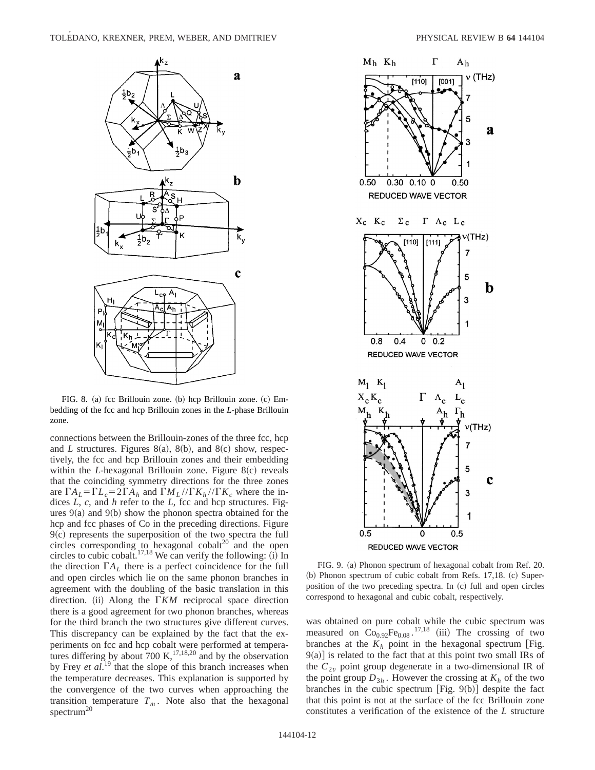FIG. 8. (a) fcc Brillouin zone. (b) hcp Brillouin zone. (c) Embedding of the fcc and hcp Brillouin zones in the *L*-phase Brillouin zone.

connections between the Brillouin-zones of the three fcc, hcp and *L* structures. Figures 8(a), 8(b), and 8(c) show, respectively, the fcc and hcp Brillouin zones and their embedding within the *L*-hexagonal Brillouin zone. Figure 8(c) reveals that the coinciding symmetry directions for the three zones are $\Gamma A_L = \Gamma L_c = 2\Gamma A_h$ and $\Gamma M_L // \Gamma K_h // \Gamma K_c$ where the indices *L*, *c*, and *h* refer to the *L*, fcc and hcp structures. Figures 9(a) and 9(b) show the phonon spectra obtained for the hcp and fcc phases of Co in the preceding directions. Figure 9(c) represents the superposition of the two spectra the full circles corresponding to hexagonal cobalt[20] and the open circles to cubic cobalt.[17,18] We can verify the following: (i) In the direction $\Gamma A_L$ there is a perfect coincidence for the full and open circles which lie on the same phonon branches in agreement with the doubling of the basic translation in this direction. (ii) Along the $\Gamma KM$ reciprocal space direction there is a good agreement for two phonon branches, whereas for the third branch the two structures give different curves. This discrepancy can be explained by the fact that the experiments on fcc and hcp cobalt were performed at temperatures differing by about 700 K,[17,18,20] and by the observation by Frey *et al.*[19] that the slope of this branch increases when the temperature decreases. This explanation is supported by the convergence of the two curves when approaching the transition temperature $T_m$. Note also that the hexagonal spectrum[20] was obtained on pure cobalt while the cubic spectrum was measured on $Co_{0.92}Fe_{0.08}$.[17,18] (iii) The crossing of two branches at the $K_h$ point in the hexagonal spectrum [Fig. 9(a)] is related to the fact that at this point two small IRs of the $C_{2v}$ point group degenerate in a two-dimensional IR of the point group $D_{3h}$. However the crossing at $K_h$ of the two branches in the cubic spectrum [Fig. 9(b)] despite the fact that this point is not at the surface of the fcc Brillouin zone constitutes a verification of the existence of the *L* structure

FIG. 9. (a) Phonon spectrum of hexagonal cobalt from Ref. 20. (b) Phonon spectrum of cubic cobalt from Refs. 17,18. (c) Superposition of the two preceding spectra. In (c) full and open circles correspond to hexagonal and cubic cobalt, respectively.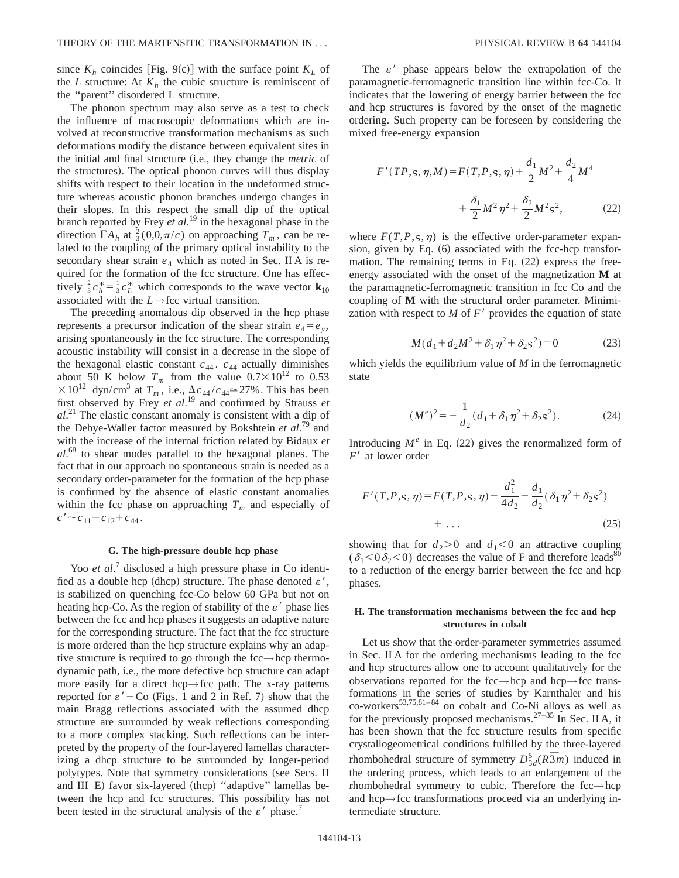since $K_h$ coincides [Fig. 9(c)] with the surface point $K_L$ of the $L$ structure: At $K_h$ the cubic structure is reminiscent of the "parent" disordered L structure.

The phonon spectrum may also serve as a test to check the influence of macroscopic deformations which are involved at reconstructive transformation mechanisms as such deformations modify the distance between equivalent sites in the initial and final structure (i.e., they change the *metric* of the structures). The optical phonon curves will thus display shifts with respect to their location in the undeformed structure whereas acoustic phonon branches undergo changes in their slopes. In this respect the small dip of the optical branch reported by Frey *et al.*[19] in the hexagonal phase in the direction $\Gamma A_h$ at $\frac{2}{3}(0,0,\pi/c)$ on approaching $T_m$, can be related to the coupling of the primary optical instability to the secondary shear strain $e_4$ which as noted in Sec. II A is required for the formation of the fcc structure. One has effectively $\frac{2}{3}c_h^* = \frac{1}{3}c_L^*$ which corresponds to the wave vector $\mathbf{k}_{10}$ associated with the $L \rightarrow$fcc virtual transition.

The preceding anomalous dip observed in the hcp phase represents a precursor indication of the shear strain $e_4 = e_{yz}$ arising spontaneously in the fcc structure. The corresponding acoustic instability will consist in a decrease in the slope of the hexagonal elastic constant $c_{44}$. $c_{44}$ actually diminishes about 50 K below $T_m$ from the value $0.7\times 10^{12}$ to $0.53\times 10^{12}$ dyn/cm$^3$ at $T_m$, i.e., $\Delta c_{44}/c_{44} \simeq 27\%$. This has been first observed by Frey *et al.*[19] and confirmed by Strauss *et al.*[21] The elastic constant anomaly is consistent with a dip of the Debye-Waller factor measured by Bokshtein *et al.*[79] and with the increase of the internal friction related by Bidaux *et al.*[68] to shear modes parallel to the hexagonal planes. The fact that in our approach no spontaneous strain is needed as a secondary order-parameter for the formation of the hcp phase is confirmed by the absence of elastic constant anomalies within the fcc phase on approaching $T_m$ and especially of $c' \sim c_{11} - c_{12} + c_{44}$.

### G. The high-pressure double hcp phase

Yoo *et al.*[7] disclosed a high pressure phase in Co identified as a double hcp (dhcp) structure. The phase denoted $\varepsilon'$, is stabilized on quenching fcc-Co below 60 GPa but not on heating hcp-Co. As the region of stability of the $\varepsilon'$ phase lies between the fcc and hcp phases it suggests an adaptive nature for the corresponding structure. The fact that the fcc structure is more ordered than the hcp structure explains why an adaptive structure is required to go through the fcc$\rightarrow$hcp thermodynamic path, i.e., the more defective hcp structure can adapt more easily for a direct hcp$\rightarrow$fcc path. The x-ray patterns reported for $\varepsilon' -$Co (Figs. 1 and 2 in Ref. 7) show that the main Bragg reflections associated with the assumed dhcp structure are surrounded by weak reflections corresponding to a more complex stacking. Such reflections can be interpreted by the property of the four-layered lamellas characterizing a dhcp structure to be surrounded by longer-period polytypes. Note that symmetry considerations (see Secs. II and III E) favor six-layered (thcp) "adaptive" lamellas between the hcp and fcc structures. This possibility has not been tested in the structural analysis of the $\varepsilon'$ phase.[7]

The $\varepsilon'$ phase appears below the extrapolation of the paramagnetic-ferromagnetic transition line within fcc-Co. It indicates that the lowering of energy barrier between the fcc and hcp structures is favored by the onset of the magnetic ordering. Such property can be foreseen by considering the mixed free-energy expansion

$$F'(TP,\varsigma,\eta,M) = F(T,P,\varsigma,\eta) + \frac{d_1}{2}M^2 + \frac{d_2}{4}M^4 + \frac{\delta_1}{2}M^2\eta^2 + \frac{\delta_2}{2}M^2\varsigma^2, \tag{22}$$

where $F(T,P,\varsigma,\eta)$ is the effective order-parameter expansion, given by Eq. (6) associated with the fcc-hcp transformation. The remaining terms in Eq. (22) express the free-energy associated with the onset of the magnetization $\mathbf{M}$ at the paramagnetic-ferromagnetic transition in fcc Co and the coupling of $\mathbf{M}$ with the structural order parameter. Minimization with respect to $M$ of $F'$ provides the equation of state

$$M(d_1 + d_2M^2 + \delta_1\eta^2 + \delta_2\varsigma^2) = 0 \tag{23}$$

which yields the equilibrium value of $M$ in the ferromagnetic state

$$(M^e)^2 = -\frac{1}{d_2}(d_1 + \delta_1\eta^2 + \delta_2\varsigma^2). \tag{24}$$

Introducing $M^e$ in Eq. (22) gives the renormalized form of $F'$ at lower order

$$F'(T,P,\varsigma,\eta) = F(T,P,\varsigma,\eta) - \frac{d_1^2}{4d_2} - \frac{d_1}{d_2}(\delta_1\eta^2 + \delta_2\varsigma^2) + \ldots \tag{25}$$

showing that for $d_2 > 0$ and $d_1 < 0$ an attractive coupling ($\delta_1 < 0\ \delta_2 < 0$) decreases the value of F and therefore leads[80] to a reduction of the energy barrier between the fcc and hcp phases.

### H. The transformation mechanisms between the fcc and hcp structures in cobalt

Let us show that the order-parameter symmetries assumed in Sec. II A for the ordering mechanisms leading to the fcc and hcp structures allow one to account qualitatively for the observations reported for the fcc$\rightarrow$hcp and hcp$\rightarrow$fcc transformations in the series of studies by Karnthaler and his co-workers[53,75,81–84] on cobalt and Co-Ni alloys as well as for the previously proposed mechanisms.[27–35] In Sec. II A, it has been shown that the fcc structure results from specific crystallogeometrical conditions fulfilled by the three-layered rhombohedral structure of symmetry $D_{3d}^5(R\bar{3}m)$ induced in the ordering process, which leads to an enlargement of the rhombohedral symmetry to cubic. Therefore the fcc$\rightarrow$hcp and hcp$\rightarrow$fcc transformations proceed via an underlying intermediate structure.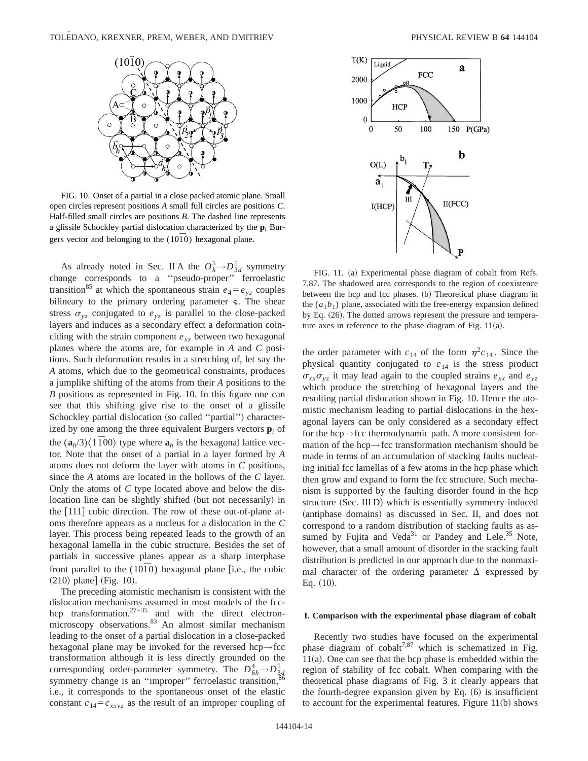FIG. 10. Onset of a partial in a close packed atomic plane. Small open circles represent positions *A* small full circles are positions *C*. Half-filled small circles are positions *B*. The dashed line represents a glissile Schockley partial dislocation characterized by the $\mathbf{p}_i$ Burgers vector and belonging to the $(10\bar{1}0)$ hexagonal plane.

As already noted in Sec. II A the $O_h^5 \rightarrow D_{3d}^5$ symmetry change corresponds to a "pseudo-proper" ferroelastic transition[85] at which the spontaneous strain $e_4 = e_{yz}$ couples bilineary to the primary ordering parameter $\varsigma$. The shear stress $\sigma_{yz}$ conjugated to $e_{yz}$ is parallel to the close-packed layers and induces as a secondary effect a deformation coinciding with the strain component $e_{xx}$ between two hexagonal planes where the atoms are, for example in *A* and *C* positions. Such deformation results in a stretching of, let say the *A* atoms, which due to the geometrical constraints, produces a jumplike shifting of the atoms from their *A* positions to the *B* positions as represented in Fig. 10. In this figure one can see that this shifting give rise to the onset of a glissile Schockley partial dislocation (so called "partial") characterized by one among the three equivalent Burgers vectors $\mathbf{p}_i$ of the $(\mathbf{a}_h/3)\langle 1\bar{1}00\rangle$ type where $\mathbf{a}_h$ is the hexagonal lattice vector. Note that the onset of a partial in a layer formed by *A* atoms does not deform the layer with atoms in *C* positions, since the *A* atoms are located in the hollows of the *C* layer. Only the atoms of *C* type located above and below the dislocation line can be slightly shifted (but not necessarily) in the [111] cubic direction. The row of these out-of-plane atoms therefore appears as a nucleus for a dislocation in the *C* layer. This process being repeated leads to the growth of an hexagonal lamella in the cubic structure. Besides the set of partials in successive planes appear as a sharp interphase front parallel to the $(10\bar{1}0)$ hexagonal plane [i.e., the cubic (210) plane] (Fig. 10).

The preceding atomistic mechanism is consistent with the dislocation mechanisms assumed in most models of the fcc-hcp transformation.[27–35] and with the direct electron-microscopy observations.[83] An almost similar mechanism leading to the onset of a partial dislocation in a close-packed hexagonal plane may be invoked for the reversed hcp→fcc transformation although it is less directly grounded on the corresponding order-parameter symmetry. The $D_{6h}^4 \rightarrow D_{3d}^5$ symmetry change is an "improper" ferroelastic transition,[86] i.e., it corresponds to the spontaneous onset of the elastic constant $c_{14} = c_{xxyz}$ as the result of an improper coupling of the order parameter with $c_{14}$ of the form $\eta^2 c_{14}$. Since the physical quantity conjugated to $c_{14}$ is the stress product $\sigma_{xx}\sigma_{yz}$ it may lead again to the coupled strains $e_{xx}$ and $e_{yz}$ which produce the stretching of hexagonal layers and the resulting partial dislocation shown in Fig. 10. Hence the atomistic mechanism leading to partial dislocations in the hexagonal layers can be only considered as a secondary effect for the hcp→fcc thermodynamic path. A more consistent formation of the hcp→fcc transformation mechanism should be made in terms of an accumulation of stacking faults nucleating initial fcc lamellas of a few atoms in the hcp phase which then grow and expand to form the fcc structure. Such mechanism is supported by the faulting disorder found in the hcp structure (Sec. III D) which is essentially symmetry induced (antiphase domains) as discussed in Sec. II, and does not correspond to a random distribution of stacking faults as assumed by Fujita and Veda[31] or Pandey and Lele.[35] Note, however, that a small amount of disorder in the stacking fault distribution is predicted in our approach due to the nonmaximal character of the ordering parameter $\Delta$ expressed by Eq. (10).

FIG. 11. (a) Experimental phase diagram of cobalt from Refs. 7,87. The shadowed area corresponds to the region of coexistence between the hcp and fcc phases. (b) Theoretical phase diagram in the $(a_1 b_1)$ plane, associated with the free-energy expansion defined by Eq. (26). The dotted arrows represent the pressure and temperature axes in reference to the phase diagram of Fig. 11(a).

### I. Comparison with the experimental phase diagram of cobalt

Recently two studies have focused on the experimental phase diagram of cobalt[7,87] which is schematized in Fig. 11(a). One can see that the hcp phase is embedded within the region of stability of fcc cobalt. When comparing with the theoretical phase diagrams of Fig. 3 it clearly appears that the fourth-degree expansion given by Eq. (6) is insufficient to account for the experimental features. Figure 11(b) shows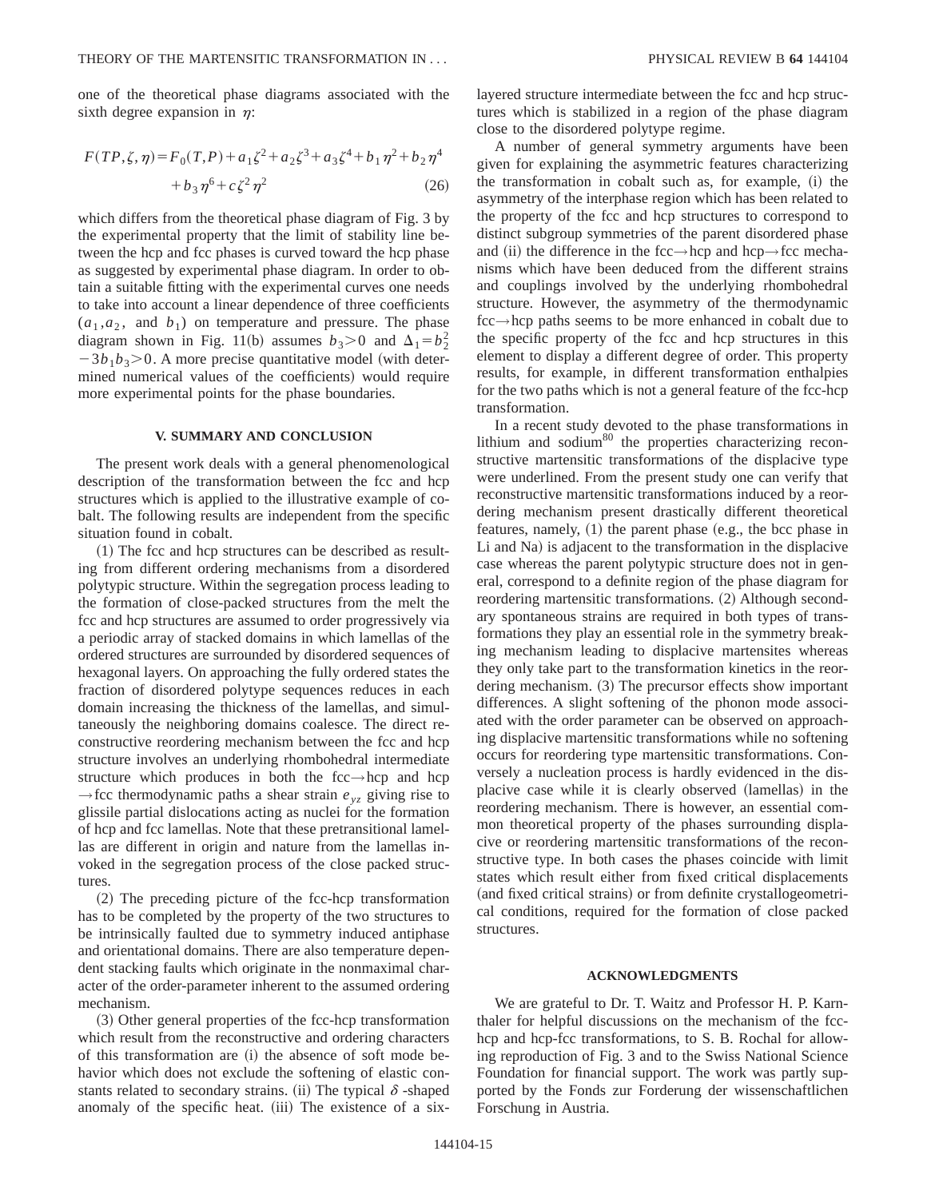one of the theoretical phase diagrams associated with the sixth degree expansion in $\eta$:

$$F(TP,\zeta,\eta)=F_0(T,P)+a_1\zeta^2+a_2\zeta^3+a_3\zeta^4+b_1\eta^2+b_2\eta^4+b_3\eta^6+c\zeta^2\eta^2 \tag{26}$$

which differs from the theoretical phase diagram of Fig. 3 by the experimental property that the limit of stability line between the hcp and fcc phases is curved toward the hcp phase as suggested by experimental phase diagram. In order to obtain a suitable fitting with the experimental curves one needs to take into account a linear dependence of three coefficients ($a_1, a_2$, and $b_1$) on temperature and pressure. The phase diagram shown in Fig. 11(b) assumes $b_3>0$ and $\Delta_1=b_2^2-3b_1b_3>0$. A more precise quantitative model (with determined numerical values of the coefficients) would require more experimental points for the phase boundaries.

## V. SUMMARY AND CONCLUSION

The present work deals with a general phenomenological description of the transformation between the fcc and hcp structures which is applied to the illustrative example of cobalt. The following results are independent from the specific situation found in cobalt.

(1) The fcc and hcp structures can be described as resulting from different ordering mechanisms from a disordered polytypic structure. Within the segregation process leading to the formation of close-packed structures from the melt the fcc and hcp structures are assumed to order progressively via a periodic array of stacked domains in which lamellas of the ordered structures are surrounded by disordered sequences of hexagonal layers. On approaching the fully ordered states the fraction of disordered polytype sequences reduces in each domain increasing the thickness of the lamellas, and simultaneously the neighboring domains coalesce. The direct reconstructive reordering mechanism between the fcc and hcp structure involves an underlying rhombohedral intermediate structure which produces in both the fcc→hcp and hcp→fcc thermodynamic paths a shear strain $e_{yz}$ giving rise to glissile partial dislocations acting as nuclei for the formation of hcp and fcc lamellas. Note that these pretransitional lamellas are different in origin and nature from the lamellas invoked in the segregation process of the close packed structures.

(2) The preceding picture of the fcc-hcp transformation has to be completed by the property of the two structures to be intrinsically faulted due to symmetry induced antiphase and orientational domains. There are also temperature dependent stacking faults which originate in the nonmaximal character of the order-parameter inherent to the assumed ordering mechanism.

(3) Other general properties of the fcc-hcp transformation which result from the reconstructive and ordering characters of this transformation are (i) the absence of soft mode behavior which does not exclude the softening of elastic constants related to secondary strains. (ii) The typical $\delta$-shaped anomaly of the specific heat. (iii) The existence of a six-layered structure intermediate between the fcc and hcp structures which is stabilized in a region of the phase diagram close to the disordered polytype regime.

A number of general symmetry arguments have been given for explaining the asymmetric features characterizing the transformation in cobalt such as, for example, (i) the asymmetry of the interphase region which has been related to the property of the fcc and hcp structures to correspond to distinct subgroup symmetries of the parent disordered phase and (ii) the difference in the fcc→hcp and hcp→fcc mechanisms which have been deduced from the different strains and couplings involved by the underlying rhombohedral structure. However, the asymmetry of the thermodynamic fcc→hcp paths seems to be more enhanced in cobalt due to the specific property of the fcc and hcp structures in this element to display a different degree of order. This property results, for example, in different transformation enthalpies for the two paths which is not a general feature of the fcc-hcp transformation.

In a recent study devoted to the phase transformations in lithium and sodium[80] the properties characterizing reconstructive martensitic transformations of the displacive type were underlined. From the present study one can verify that reconstructive martensitic transformations induced by a reordering mechanism present drastically different theoretical features, namely, (1) the parent phase (e.g., the bcc phase in Li and Na) is adjacent to the transformation in the displacive case whereas the parent polytypic structure does not in general, correspond to a definite region of the phase diagram for reordering martensitic transformations. (2) Although secondary spontaneous strains are required in both types of transformations they play an essential role in the symmetry breaking mechanism leading to displacive martensites whereas they only take part to the transformation kinetics in the reordering mechanism. (3) The precursor effects show important differences. A slight softening of the phonon mode associated with the order parameter can be observed on approaching displacive martensitic transformations while no softening occurs for reordering type martensitic transformations. Conversely a nucleation process is hardly evidenced in the displacive case while it is clearly observed (lamellas) in the reordering mechanism. There is however, an essential common theoretical property of the phases surrounding displacive or reordering martensitic transformations of the reconstructive type. In both cases the phases coincide with limit states which result either from fixed critical displacements (and fixed critical strains) or from definite crystallogeometrical conditions, required for the formation of close packed structures.

## ACKNOWLEDGMENTS

We are grateful to Dr. T. Waitz and Professor H. P. Karnthaler for helpful discussions on the mechanism of the fcc-hcp and hcp-fcc transformations, to S. B. Rochal for allowing reproduction of Fig. 3 and to the Swiss National Science Foundation for financial support. The work was partly supported by the Fonds zur Forderung der wissenschaftlichen Forschung in Austria.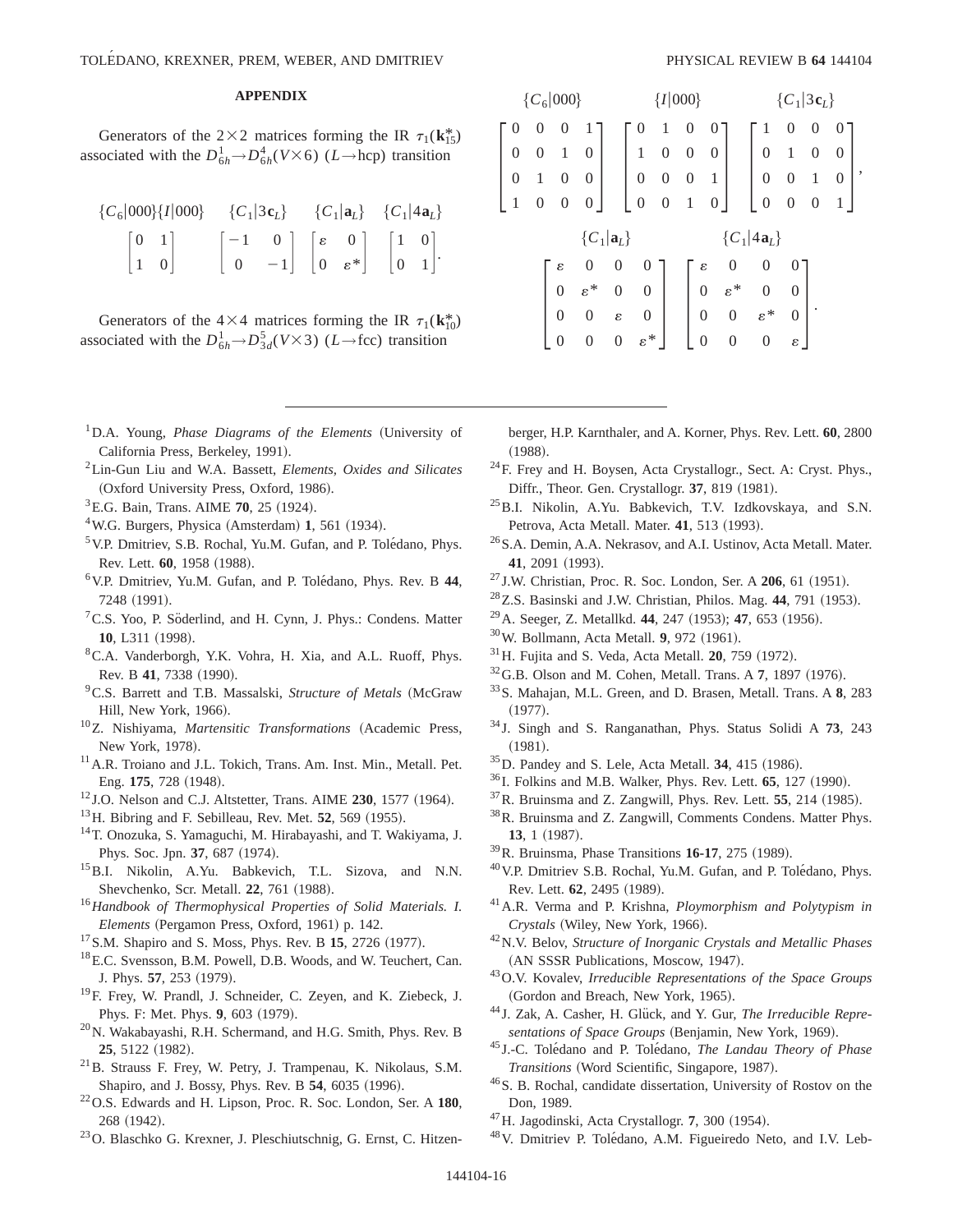## APPENDIX

Generators of the $2\times2$ matrices forming the IR $\tau_1(\mathbf{k}_{15}^*)$ associated with the $D_{6h}^1 \rightarrow D_{6h}^4(V\times6)$ ($L\rightarrow$hcp) transition

$$
\begin{array}{cccc}
\{C_6|000\}\{I|000\} & \{C_1|3\mathbf{c}_L\} & \{C_1|\mathbf{a}_L\} & \{C_1|4\mathbf{a}_L\} \\
\begin{bmatrix} 0 & 1 \\ 1 & 0 \end{bmatrix} & \begin{bmatrix} -1 & 0 \\ 0 & -1 \end{bmatrix} & \begin{bmatrix} \varepsilon & 0 \\ 0 & \varepsilon^* \end{bmatrix} & \begin{bmatrix} 1 & 0 \\ 0 & 1 \end{bmatrix}.
\end{array}
$$

Generators of the $4\times4$ matrices forming the IR $\tau_1(\mathbf{k}_{10}^*)$ associated with the $D_{6h}^1 \rightarrow D_{3d}^5(V\times3)$ ($L\rightarrow$fcc) transition

$$
\begin{array}{ccc}
\{C_6|000\} & \{I|000\} & \{C_1|3\mathbf{c}_L\} \\
\begin{bmatrix} 0 & 0 & 0 & 1 \\ 0 & 0 & 1 & 0 \\ 0 & 1 & 0 & 0 \\ 1 & 0 & 0 & 0 \end{bmatrix} & \begin{bmatrix} 0 & 1 & 0 & 0 \\ 1 & 0 & 0 & 0 \\ 0 & 0 & 0 & 1 \\ 0 & 0 & 1 & 0 \end{bmatrix} & \begin{bmatrix} 1 & 0 & 0 & 0 \\ 0 & 1 & 0 & 0 \\ 0 & 0 & 1 & 0 \\ 0 & 0 & 0 & 1 \end{bmatrix},
\end{array}
$$

$$
\begin{array}{cc}
\{C_1|\mathbf{a}_L\} & \{C_1|4\mathbf{a}_L\} \\
\begin{bmatrix} \varepsilon & 0 & 0 & 0 \\ 0 & \varepsilon^* & 0 & 0 \\ 0 & 0 & \varepsilon & 0 \\ 0 & 0 & 0 & \varepsilon^* \end{bmatrix} & \begin{bmatrix} \varepsilon & 0 & 0 & 0 \\ 0 & \varepsilon^* & 0 & 0 \\ 0 & 0 & \varepsilon^* & 0 \\ 0 & 0 & 0 & \varepsilon \end{bmatrix}.
\end{array}
$$

---

[1] D.A. Young, *Phase Diagrams of the Elements* (University of California Press, Berkeley, 1991).

[2] Lin-Gun Liu and W.A. Bassett, *Elements, Oxides and Silicates* (Oxford University Press, Oxford, 1986).

[3] E.G. Bain, Trans. AIME **70**, 25 (1924).

[4] W.G. Burgers, Physica (Amsterdam) **1**, 561 (1934).

[5] V.P. Dmitriev, S.B. Rochal, Yu.M. Gufan, and P. Tolédano, Phys. Rev. Lett. **60**, 1958 (1988).

[6] V.P. Dmitriev, Yu.M. Gufan, and P. Tolédano, Phys. Rev. B **44**, 7248 (1991).

[7] C.S. Yoo, P. Söderlind, and H. Cynn, J. Phys.: Condens. Matter **10**, L311 (1998).

[8] C.A. Vanderborgh, Y.K. Vohra, H. Xia, and A.L. Ruoff, Phys. Rev. B **41**, 7338 (1990).

[9] C.S. Barrett and T.B. Massalski, *Structure of Metals* (McGraw Hill, New York, 1966).

[10] Z. Nishiyama, *Martensitic Transformations* (Academic Press, New York, 1978).

[11] A.R. Troiano and J.L. Tokich, Trans. Am. Inst. Min., Metall. Pet. Eng. **175**, 728 (1948).

[12] J.O. Nelson and C.J. Altstetter, Trans. AIME **230**, 1577 (1964).

[13] H. Bibring and F. Sebilleau, Rev. Met. **52**, 569 (1955).

[14] T. Onozuka, S. Yamaguchi, M. Hirabayashi, and T. Wakiyama, J. Phys. Soc. Jpn. **37**, 687 (1974).

[15] B.I. Nikolin, A.Yu. Babkevich, T.L. Sizova, and N.N. Shevchenko, Scr. Metall. **22**, 761 (1988).

[16] *Handbook of Thermophysical Properties of Solid Materials. I. Elements* (Pergamon Press, Oxford, 1961) p. 142.

[17] S.M. Shapiro and S. Moss, Phys. Rev. B **15**, 2726 (1977).

[18] E.C. Svensson, B.M. Powell, D.B. Woods, and W. Teuchert, Can. J. Phys. **57**, 253 (1979).

[19] F. Frey, W. Prandl, J. Schneider, C. Zeyen, and K. Ziebeck, J. Phys. F: Met. Phys. **9**, 603 (1979).

[20] N. Wakabayashi, R.H. Schermand, and H.G. Smith, Phys. Rev. B **25**, 5122 (1982).

[21] B. Strauss F. Frey, W. Petry, J. Trampenau, K. Nikolaus, S.M. Shapiro, and J. Bossy, Phys. Rev. B **54**, 6035 (1996).

[22] O.S. Edwards and H. Lipson, Proc. R. Soc. London, Ser. A **180**, 268 (1942).

[23] O. Blaschko G. Krexner, J. Pleschiutschnig, G. Ernst, C. Hitzenberger, H.P. Karnthaler, and A. Korner, Phys. Rev. Lett. **60**, 2800 (1988).

[24] F. Frey and H. Boysen, Acta Crystallogr., Sect. A: Cryst. Phys., Diffr., Theor. Gen. Crystallogr. **37**, 819 (1981).

[25] B.I. Nikolin, A.Yu. Babkevich, T.V. Izdkovskaya, and S.N. Petrova, Acta Metall. Mater. **41**, 513 (1993).

[26] S.A. Demin, A.A. Nekrasov, and A.I. Ustinov, Acta Metall. Mater. **41**, 2091 (1993).

[27] J.W. Christian, Proc. R. Soc. London, Ser. A **206**, 61 (1951).

[28] Z.S. Basinski and J.W. Christian, Philos. Mag. **44**, 791 (1953).

[29] A. Seeger, Z. Metallkd. **44**, 247 (1953); **47**, 653 (1956).

[30] W. Bollmann, Acta Metall. **9**, 972 (1961).

[31] H. Fujita and S. Veda, Acta Metall. **20**, 759 (1972).

[32] G.B. Olson and M. Cohen, Metall. Trans. A **7**, 1897 (1976).

[33] S. Mahajan, M.L. Green, and D. Brasen, Metall. Trans. A **8**, 283 (1977).

[34] J. Singh and S. Ranganathan, Phys. Status Solidi A **73**, 243 (1981).

[35] D. Pandey and S. Lele, Acta Metall. **34**, 415 (1986).

[36] I. Folkins and M.B. Walker, Phys. Rev. Lett. **65**, 127 (1990).

[37] R. Bruinsma and Z. Zangwill, Phys. Rev. Lett. **55**, 214 (1985).

[38] R. Bruinsma and Z. Zangwill, Comments Condens. Matter Phys. **13**, 1 (1987).

[39] R. Bruinsma, Phase Transitions **16-17**, 275 (1989).

[40] V.P. Dmitriev S.B. Rochal, Yu.M. Gufan, and P. Tolédano, Phys. Rev. Lett. **62**, 2495 (1989).

[41] A.R. Verma and P. Krishna, *Ploymorphism and Polytypism in Crystals* (Wiley, New York, 1966).

[42] N.V. Belov, *Structure of Inorganic Crystals and Metallic Phases* (AN SSSR Publications, Moscow, 1947).

[43] O.V. Kovalev, *Irreducible Representations of the Space Groups* (Gordon and Breach, New York, 1965).

[44] J. Zak, A. Casher, H. Glück, and Y. Gur, *The Irreducible Representations of Space Groups* (Benjamin, New York, 1969).

[45] J.-C. Tolédano and P. Tolédano, *The Landau Theory of Phase Transitions* (Word Scientific, Singapore, 1987).

[46] S. B. Rochal, candidate dissertation, University of Rostov on the Don, 1989.

[47] H. Jagodinski, Acta Crystallogr. **7**, 300 (1954).

[48] V. Dmitriev P. Tolédano, A.M. Figueiredo Neto, and I.V. Leb-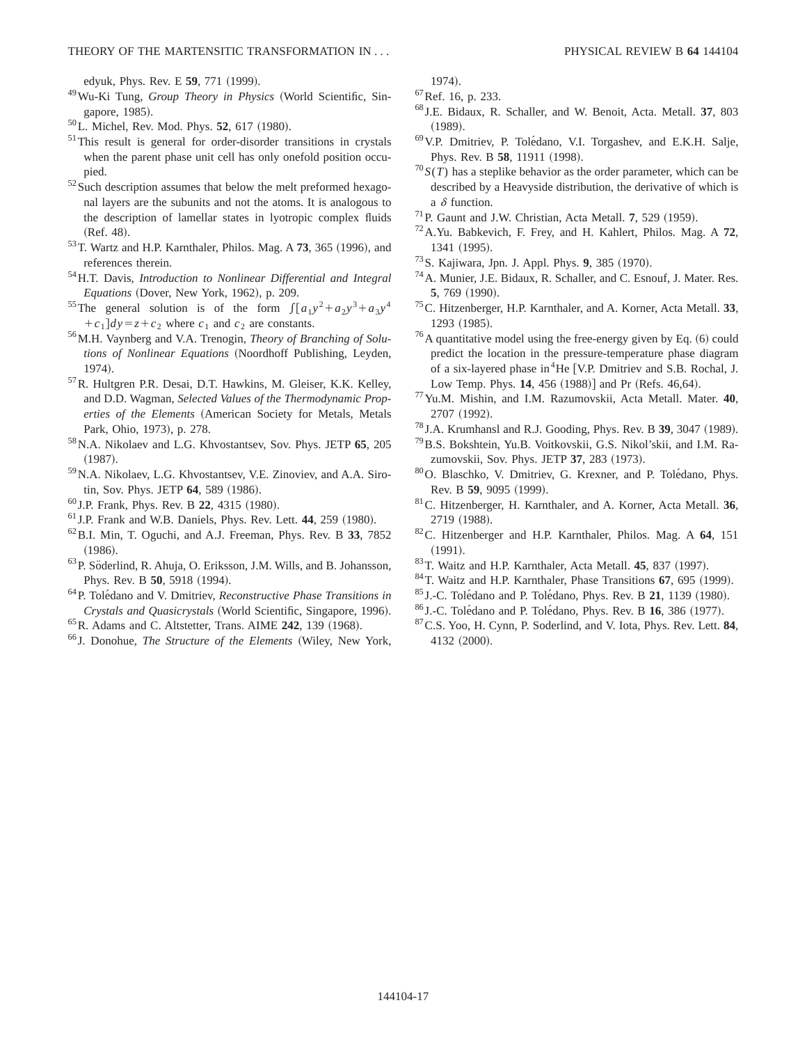edyuk, Phys. Rev. E **59**, 771 (1999).

[49] Wu-Ki Tung, *Group Theory in Physics* (World Scientific, Singapore, 1985).

[50] L. Michel, Rev. Mod. Phys. **52**, 617 (1980).

[51] This result is general for order-disorder transitions in crystals when the parent phase unit cell has only onefold position occupied.

[52] Such description assumes that below the melt preformed hexagonal layers are the subunits and not the atoms. It is analogous to the description of lamellar states in lyotropic complex fluids (Ref. 48).

[53] T. Wartz and H.P. Karnthaler, Philos. Mag. A **73**, 365 (1996), and references therein.

[54] H.T. Davis, *Introduction to Nonlinear Differential and Integral Equations* (Dover, New York, 1962), p. 209.

[55] The general solution is of the form $\int [a_1 y^2 + a_2 y^3 + a_3 y^4 + c_1] dy = z + c_2$ where $c_1$ and $c_2$ are constants.

[56] M.H. Vaynberg and V.A. Trenogin, *Theory of Branching of Solutions of Nonlinear Equations* (Noordhoff Publishing, Leyden, 1974).

[57] R. Hultgren P.R. Desai, D.T. Hawkins, M. Gleiser, K.K. Kelley, and D.D. Wagman, *Selected Values of the Thermodynamic Properties of the Elements* (American Society for Metals, Metals Park, Ohio, 1973), p. 278.

[58] N.A. Nikolaev and L.G. Khvostantsev, Sov. Phys. JETP **65**, 205 (1987).

[59] N.A. Nikolaev, L.G. Khvostantsev, V.E. Zinoviev, and A.A. Sirotin, Sov. Phys. JETP **64**, 589 (1986).

[60] J.P. Frank, Phys. Rev. B **22**, 4315 (1980).

[61] J.P. Frank and W.B. Daniels, Phys. Rev. Lett. **44**, 259 (1980).

[62] B.I. Min, T. Oguchi, and A.J. Freeman, Phys. Rev. B **33**, 7852 (1986).

[63] P. Söderlind, R. Ahuja, O. Eriksson, J.M. Wills, and B. Johansson, Phys. Rev. B **50**, 5918 (1994).

[64] P. Tolédano and V. Dmitriev, *Reconstructive Phase Transitions in Crystals and Quasicrystals* (World Scientific, Singapore, 1996).

[65] R. Adams and C. Altstetter, Trans. AIME **242**, 139 (1968).

[66] J. Donohue, *The Structure of the Elements* (Wiley, New York, 1974).

[67] Ref. 16, p. 233.

[68] J.E. Bidaux, R. Schaller, and W. Benoit, Acta. Metall. **37**, 803 (1989).

[69] V.P. Dmitriev, P. Tolédano, V.I. Torgashev, and E.K.H. Salje, Phys. Rev. B **58**, 11911 (1998).

[70] $S(T)$ has a steplike behavior as the order parameter, which can be described by a Heavyside distribution, the derivative of which is a $\delta$ function.

[71] P. Gaunt and J.W. Christian, Acta Metall. **7**, 529 (1959).

[72] A.Yu. Babkevich, F. Frey, and H. Kahlert, Philos. Mag. A **72**, 1341 (1995).

[73] S. Kajiwara, Jpn. J. Appl. Phys. **9**, 385 (1970).

[74] A. Munier, J.E. Bidaux, R. Schaller, and C. Esnouf, J. Mater. Res. **5**, 769 (1990).

[75] C. Hitzenberger, H.P. Karnthaler, and A. Korner, Acta Metall. **33**, 1293 (1985).

[76] A quantitative model using the free-energy given by Eq. (6) could predict the location in the pressure-temperature phase diagram of a six-layered phase in $^4$He [V.P. Dmitriev and S.B. Rochal, J. Low Temp. Phys. **14**, 456 (1988)] and Pr (Refs. 46,64).

[77] Yu.M. Mishin, and I.M. Razumovskii, Acta Metall. Mater. **40**, 2707 (1992).

[78] J.A. Krumhansl and R.J. Gooding, Phys. Rev. B **39**, 3047 (1989).

[79] B.S. Bokshtein, Yu.B. Voitkovskii, G.S. Nikol'skii, and I.M. Razumovskii, Sov. Phys. JETP **37**, 283 (1973).

[80] O. Blaschko, V. Dmitriev, G. Krexner, and P. Tolédano, Phys. Rev. B **59**, 9095 (1999).

[81] C. Hitzenberger, H. Karnthaler, and A. Korner, Acta Metall. **36**, 2719 (1988).

[82] C. Hitzenberger and H.P. Karnthaler, Philos. Mag. A **64**, 151 (1991).

[83] T. Waitz and H.P. Karnthaler, Acta Metall. **45**, 837 (1997).

[84] T. Waitz and H.P. Karnthaler, Phase Transitions **67**, 695 (1999).

[85] J.-C. Tolédano and P. Tolédano, Phys. Rev. B **21**, 1139 (1980).

[86] J.-C. Tolédano and P. Tolédano, Phys. Rev. B **16**, 386 (1977).

[87] C.S. Yoo, H. Cynn, P. Soderlind, and V. Iota, Phys. Rev. Lett. **84**, 4132 (2000).